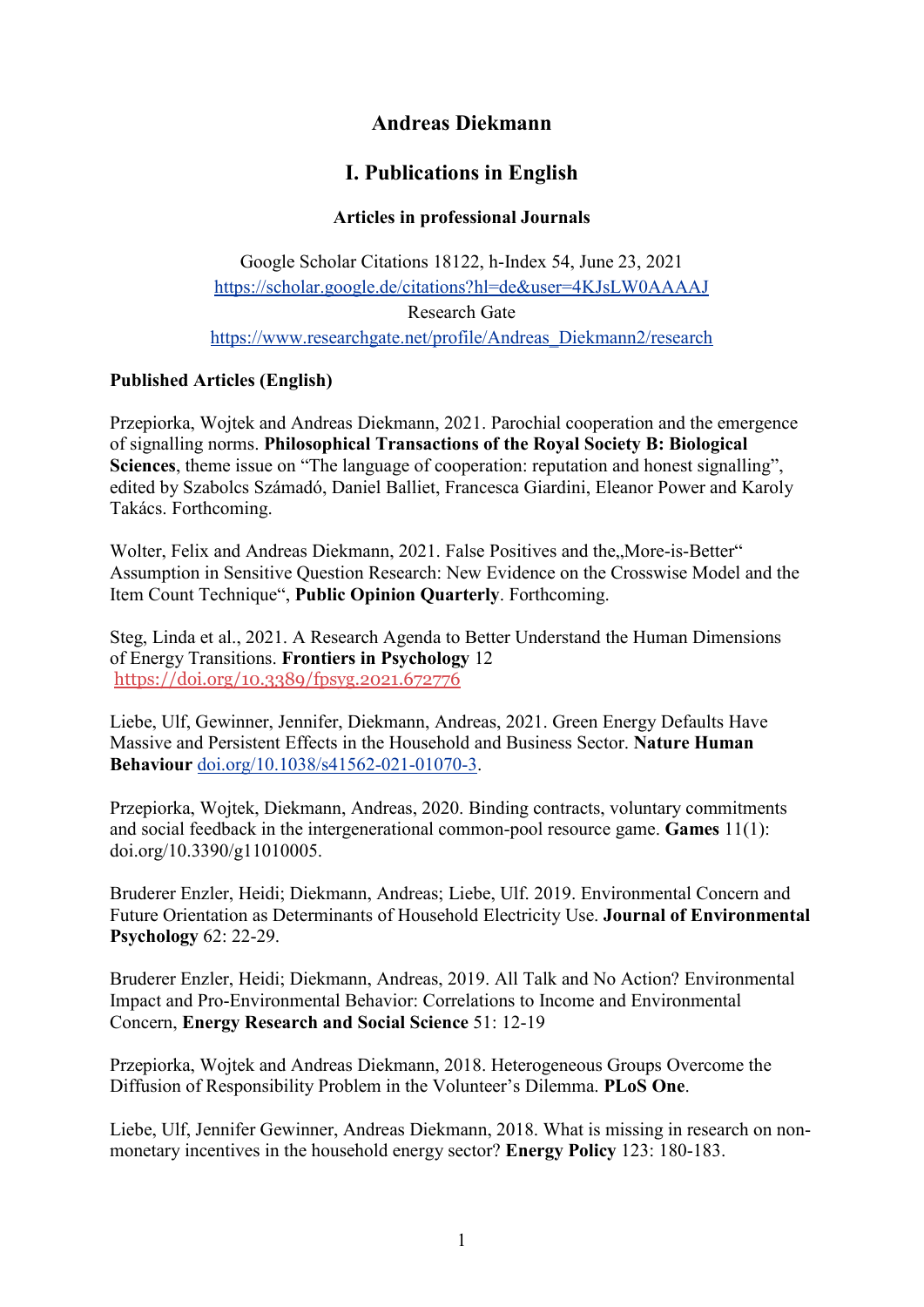# Andreas Diekmann

## I. Publications in English

### Articles in professional Journals

Google Scholar Citations 18122, h-Index 54, June 23, 2021
https://scholar.google.de/citations?hl=de&user=4KJsLW0AAAAJ
Research Gate
https://www.researchgate.net/profile/Andreas_Diekmann2/research

**Published Articles (English)**

Przepiorka, Wojtek and Andreas Diekmann, 2021. Parochial cooperation and the emergence of signalling norms. **Philosophical Transactions of the Royal Society B: Biological Sciences**, theme issue on "The language of cooperation: reputation and honest signalling", edited by Szabolcs Számadó, Daniel Balliet, Francesca Giardini, Eleanor Power and Karoly Takács. Forthcoming.

Wolter, Felix and Andreas Diekmann, 2021. False Positives and the„More-is-Better" Assumption in Sensitive Question Research: New Evidence on the Crosswise Model and the Item Count Technique", **Public Opinion Quarterly**. Forthcoming.

Steg, Linda et al., 2021. A Research Agenda to Better Understand the Human Dimensions of Energy Transitions. **Frontiers in Psychology** 12
https://doi.org/10.3389/fpsyg.2021.672776

Liebe, Ulf, Gewinner, Jennifer, Diekmann, Andreas, 2021. Green Energy Defaults Have Massive and Persistent Effects in the Household and Business Sector. **Nature Human Behaviour** doi.org/10.1038/s41562-021-01070-3.

Przepiorka, Wojtek, Diekmann, Andreas, 2020. Binding contracts, voluntary commitments and social feedback in the intergenerational common-pool resource game. **Games** 11(1): doi.org/10.3390/g11010005.

Bruderer Enzler, Heidi; Diekmann, Andreas; Liebe, Ulf. 2019. Environmental Concern and Future Orientation as Determinants of Household Electricity Use. **Journal of Environmental Psychology** 62: 22-29.

Bruderer Enzler, Heidi; Diekmann, Andreas, 2019. All Talk and No Action? Environmental Impact and Pro-Environmental Behavior: Correlations to Income and Environmental Concern, **Energy Research and Social Science** 51: 12-19

Przepiorka, Wojtek and Andreas Diekmann, 2018. Heterogeneous Groups Overcome the Diffusion of Responsibility Problem in the Volunteer's Dilemma. **PLoS One**.

Liebe, Ulf, Jennifer Gewinner, Andreas Diekmann, 2018. What is missing in research on non-monetary incentives in the household energy sector? **Energy Policy** 123: 180-183.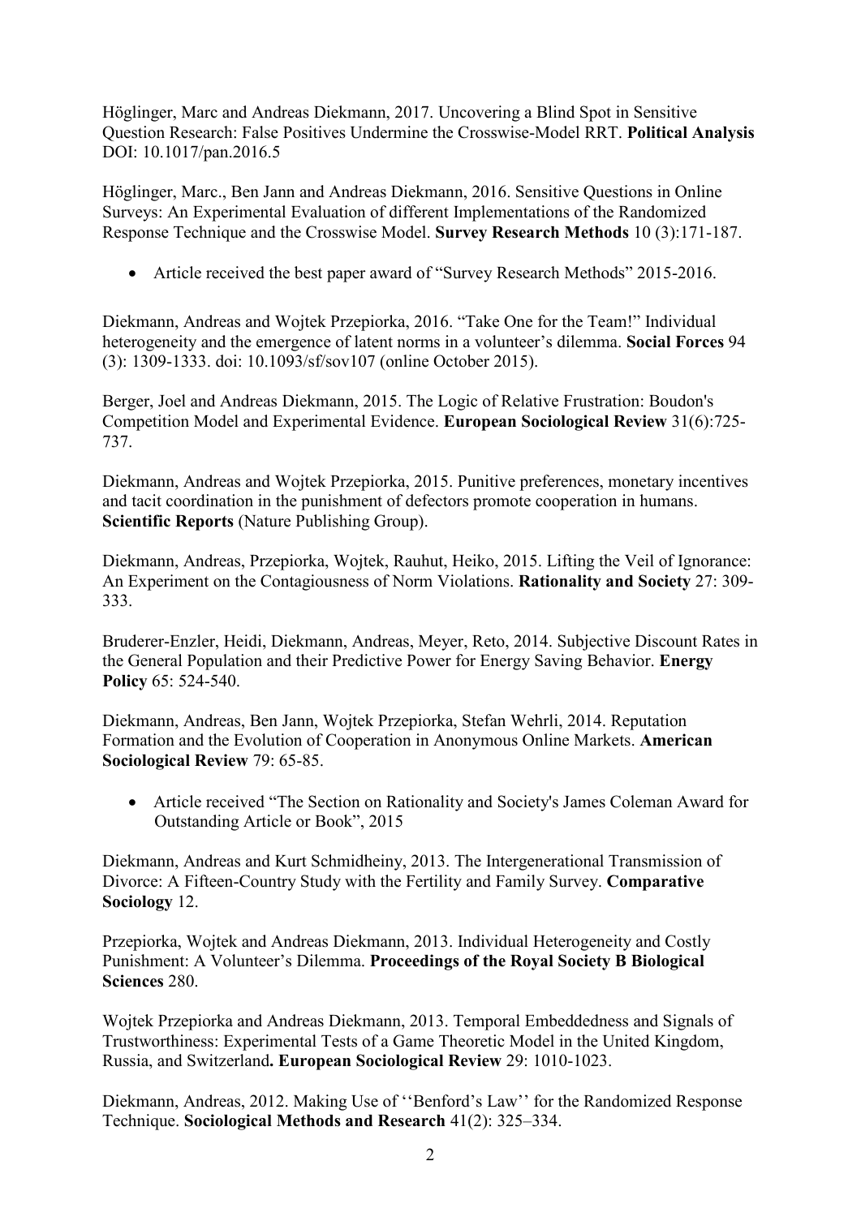Höglinger, Marc and Andreas Diekmann, 2017. Uncovering a Blind Spot in Sensitive Question Research: False Positives Undermine the Crosswise-Model RRT. **Political Analysis** DOI: 10.1017/pan.2016.5

Höglinger, Marc., Ben Jann and Andreas Diekmann, 2016. Sensitive Questions in Online Surveys: An Experimental Evaluation of different Implementations of the Randomized Response Technique and the Crosswise Model. **Survey Research Methods** 10 (3):171-187.

- Article received the best paper award of "Survey Research Methods" 2015-2016.

Diekmann, Andreas and Wojtek Przepiorka, 2016. "Take One for the Team!" Individual heterogeneity and the emergence of latent norms in a volunteer's dilemma. **Social Forces** 94 (3): 1309-1333. doi: 10.1093/sf/sov107 (online October 2015).

Berger, Joel and Andreas Diekmann, 2015. The Logic of Relative Frustration: Boudon's Competition Model and Experimental Evidence. **European Sociological Review** 31(6):725-737.

Diekmann, Andreas and Wojtek Przepiorka, 2015. Punitive preferences, monetary incentives and tacit coordination in the punishment of defectors promote cooperation in humans. **Scientific Reports** (Nature Publishing Group).

Diekmann, Andreas, Przepiorka, Wojtek, Rauhut, Heiko, 2015. Lifting the Veil of Ignorance: An Experiment on the Contagiousness of Norm Violations. **Rationality and Society** 27: 309-333.

Bruderer-Enzler, Heidi, Diekmann, Andreas, Meyer, Reto, 2014. Subjective Discount Rates in the General Population and their Predictive Power for Energy Saving Behavior. **Energy Policy** 65: 524-540.

Diekmann, Andreas, Ben Jann, Wojtek Przepiorka, Stefan Wehrli, 2014. Reputation Formation and the Evolution of Cooperation in Anonymous Online Markets. **American Sociological Review** 79: 65-85.

- Article received "The Section on Rationality and Society's James Coleman Award for Outstanding Article or Book", 2015

Diekmann, Andreas and Kurt Schmidheiny, 2013. The Intergenerational Transmission of Divorce: A Fifteen-Country Study with the Fertility and Family Survey. **Comparative Sociology** 12.

Przepiorka, Wojtek and Andreas Diekmann, 2013. Individual Heterogeneity and Costly Punishment: A Volunteer's Dilemma. **Proceedings of the Royal Society B Biological Sciences** 280.

Wojtek Przepiorka and Andreas Diekmann, 2013. Temporal Embeddedness and Signals of Trustworthiness: Experimental Tests of a Game Theoretic Model in the United Kingdom, Russia, and Switzerland**. European Sociological Review** 29: 1010-1023.

Diekmann, Andreas, 2012. Making Use of ''Benford's Law'' for the Randomized Response Technique. **Sociological Methods and Research** 41(2): 325–334.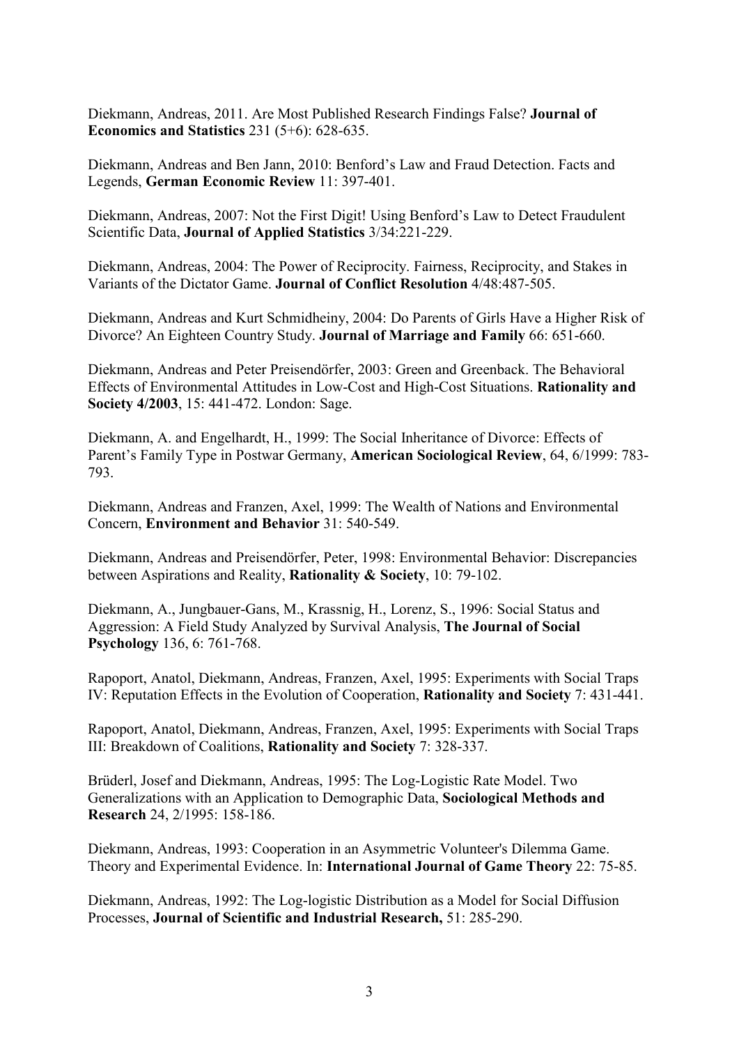Diekmann, Andreas, 2011. Are Most Published Research Findings False? **Journal of Economics and Statistics** 231 (5+6): 628-635.

Diekmann, Andreas and Ben Jann, 2010: Benford's Law and Fraud Detection. Facts and Legends, **German Economic Review** 11: 397-401.

Diekmann, Andreas, 2007: Not the First Digit! Using Benford's Law to Detect Fraudulent Scientific Data, **Journal of Applied Statistics** 3/34:221-229.

Diekmann, Andreas, 2004: The Power of Reciprocity. Fairness, Reciprocity, and Stakes in Variants of the Dictator Game. **Journal of Conflict Resolution** 4/48:487-505.

Diekmann, Andreas and Kurt Schmidheiny, 2004: Do Parents of Girls Have a Higher Risk of Divorce? An Eighteen Country Study. **Journal of Marriage and Family** 66: 651-660.

Diekmann, Andreas and Peter Preisendörfer, 2003: Green and Greenback. The Behavioral Effects of Environmental Attitudes in Low-Cost and High-Cost Situations. **Rationality and Society 4/2003**, 15: 441-472. London: Sage.

Diekmann, A. and Engelhardt, H., 1999: The Social Inheritance of Divorce: Effects of Parent's Family Type in Postwar Germany, **American Sociological Review**, 64, 6/1999: 783-793.

Diekmann, Andreas and Franzen, Axel, 1999: The Wealth of Nations and Environmental Concern, **Environment and Behavior** 31: 540-549.

Diekmann, Andreas and Preisendörfer, Peter, 1998: Environmental Behavior: Discrepancies between Aspirations and Reality, **Rationality & Society**, 10: 79-102.

Diekmann, A., Jungbauer-Gans, M., Krassnig, H., Lorenz, S., 1996: Social Status and Aggression: A Field Study Analyzed by Survival Analysis, **The Journal of Social Psychology** 136, 6: 761-768.

Rapoport, Anatol, Diekmann, Andreas, Franzen, Axel, 1995: Experiments with Social Traps IV: Reputation Effects in the Evolution of Cooperation, **Rationality and Society** 7: 431-441.

Rapoport, Anatol, Diekmann, Andreas, Franzen, Axel, 1995: Experiments with Social Traps III: Breakdown of Coalitions, **Rationality and Society** 7: 328-337.

Brüderl, Josef and Diekmann, Andreas, 1995: The Log-Logistic Rate Model. Two Generalizations with an Application to Demographic Data, **Sociological Methods and Research** 24, 2/1995: 158-186.

Diekmann, Andreas, 1993: Cooperation in an Asymmetric Volunteer's Dilemma Game. Theory and Experimental Evidence. In: **International Journal of Game Theory** 22: 75-85.

Diekmann, Andreas, 1992: The Log-logistic Distribution as a Model for Social Diffusion Processes, **Journal of Scientific and Industrial Research,** 51: 285-290.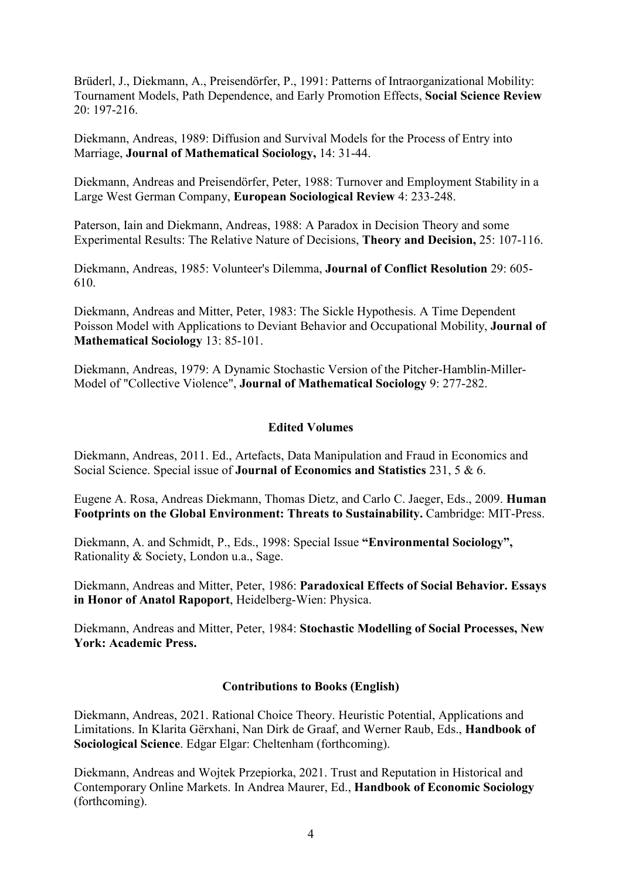Brüderl, J., Diekmann, A., Preisendörfer, P., 1991: Patterns of Intraorganizational Mobility: Tournament Models, Path Dependence, and Early Promotion Effects, **Social Science Review** 20: 197-216.

Diekmann, Andreas, 1989: Diffusion and Survival Models for the Process of Entry into Marriage, **Journal of Mathematical Sociology,** 14: 31-44.

Diekmann, Andreas and Preisendörfer, Peter, 1988: Turnover and Employment Stability in a Large West German Company, **European Sociological Review** 4: 233-248.

Paterson, Iain and Diekmann, Andreas, 1988: A Paradox in Decision Theory and some Experimental Results: The Relative Nature of Decisions, **Theory and Decision,** 25: 107-116.

Diekmann, Andreas, 1985: Volunteer's Dilemma, **Journal of Conflict Resolution** 29: 605-610.

Diekmann, Andreas and Mitter, Peter, 1983: The Sickle Hypothesis. A Time Dependent Poisson Model with Applications to Deviant Behavior and Occupational Mobility, **Journal of Mathematical Sociology** 13: 85-101.

Diekmann, Andreas, 1979: A Dynamic Stochastic Version of the Pitcher-Hamblin-Miller-Model of "Collective Violence", **Journal of Mathematical Sociology** 9: 277-282.

## Edited Volumes

Diekmann, Andreas, 2011. Ed., Artefacts, Data Manipulation and Fraud in Economics and Social Science. Special issue of **Journal of Economics and Statistics** 231, 5 & 6.

Eugene A. Rosa, Andreas Diekmann, Thomas Dietz, and Carlo C. Jaeger, Eds., 2009. **Human Footprints on the Global Environment: Threats to Sustainability.** Cambridge: MIT-Press.

Diekmann, A. and Schmidt, P., Eds., 1998: Special Issue **"Environmental Sociology",** Rationality & Society, London u.a., Sage.

Diekmann, Andreas and Mitter, Peter, 1986: **Paradoxical Effects of Social Behavior. Essays in Honor of Anatol Rapoport**, Heidelberg-Wien: Physica.

Diekmann, Andreas and Mitter, Peter, 1984: **Stochastic Modelling of Social Processes, New York: Academic Press.**

## Contributions to Books (English)

Diekmann, Andreas, 2021. Rational Choice Theory. Heuristic Potential, Applications and Limitations. In Klarita Gërxhani, Nan Dirk de Graaf, and Werner Raub, Eds., **Handbook of Sociological Science**. Edgar Elgar: Cheltenham (forthcoming).

Diekmann, Andreas and Wojtek Przepiorka, 2021. Trust and Reputation in Historical and Contemporary Online Markets. In Andrea Maurer, Ed., **Handbook of Economic Sociology** (forthcoming).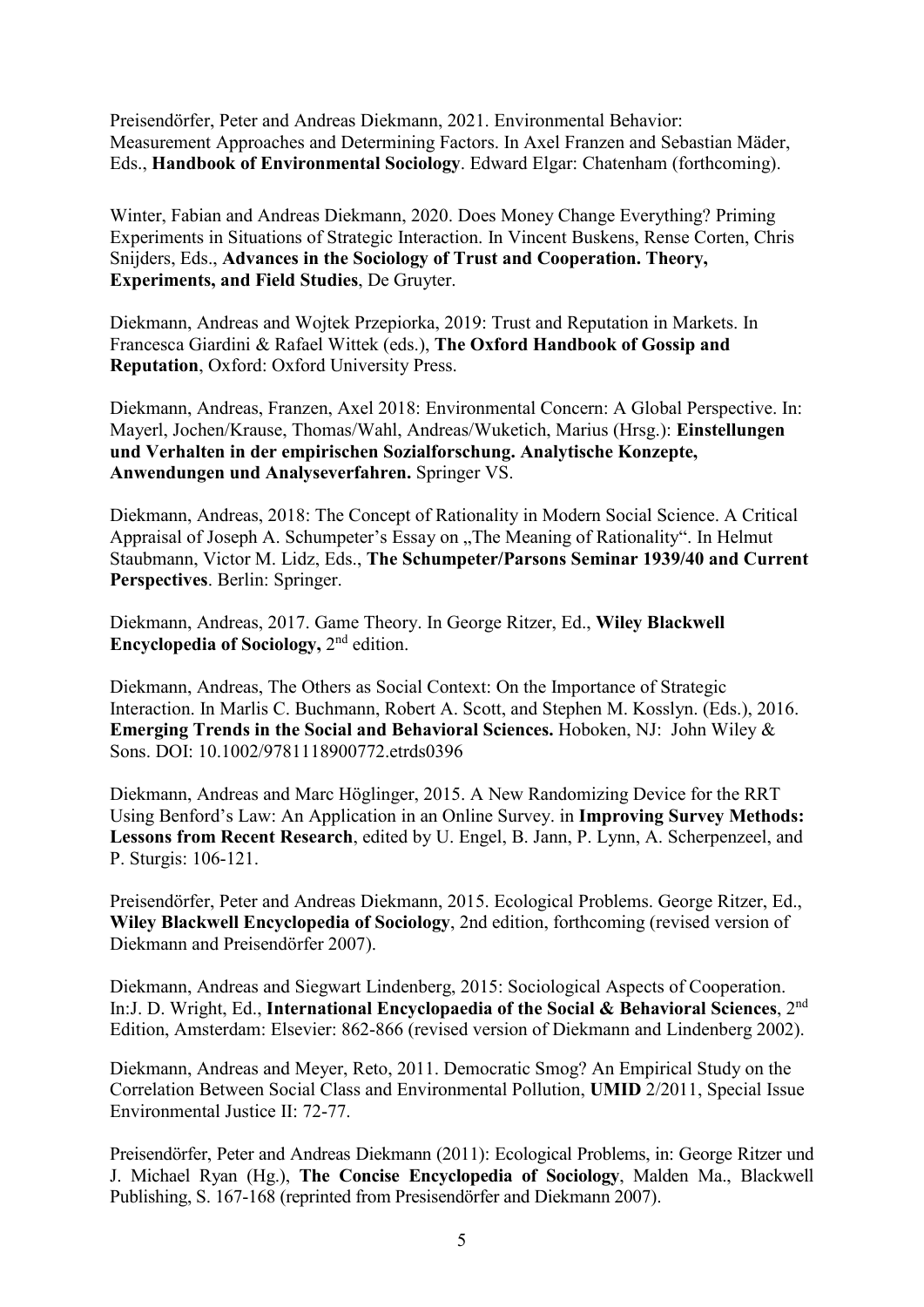Preisendörfer, Peter and Andreas Diekmann, 2021. Environmental Behavior: Measurement Approaches and Determining Factors. In Axel Franzen and Sebastian Mäder, Eds., **Handbook of Environmental Sociology**. Edward Elgar: Chatenham (forthcoming).

Winter, Fabian and Andreas Diekmann, 2020. Does Money Change Everything? Priming Experiments in Situations of Strategic Interaction. In Vincent Buskens, Rense Corten, Chris Snijders, Eds., **Advances in the Sociology of Trust and Cooperation. Theory, Experiments, and Field Studies**, De Gruyter.

Diekmann, Andreas and Wojtek Przepiorka, 2019: Trust and Reputation in Markets. In Francesca Giardini & Rafael Wittek (eds.), **The Oxford Handbook of Gossip and Reputation**, Oxford: Oxford University Press.

Diekmann, Andreas, Franzen, Axel 2018: Environmental Concern: A Global Perspective. In: Mayerl, Jochen/Krause, Thomas/Wahl, Andreas/Wuketich, Marius (Hrsg.): **Einstellungen und Verhalten in der empirischen Sozialforschung. Analytische Konzepte, Anwendungen und Analyseverfahren.** Springer VS.

Diekmann, Andreas, 2018: The Concept of Rationality in Modern Social Science. A Critical Appraisal of Joseph A. Schumpeter's Essay on „The Meaning of Rationality". In Helmut Staubmann, Victor M. Lidz, Eds., **The Schumpeter/Parsons Seminar 1939/40 and Current Perspectives**. Berlin: Springer.

Diekmann, Andreas, 2017. Game Theory. In George Ritzer, Ed., **Wiley Blackwell Encyclopedia of Sociology,** 2nd edition.

Diekmann, Andreas, The Others as Social Context: On the Importance of Strategic Interaction. In Marlis C. Buchmann, Robert A. Scott, and Stephen M. Kosslyn. (Eds.), 2016. **Emerging Trends in the Social and Behavioral Sciences.** Hoboken, NJ: John Wiley & Sons. DOI: 10.1002/9781118900772.etrds0396

Diekmann, Andreas and Marc Höglinger, 2015. A New Randomizing Device for the RRT Using Benford's Law: An Application in an Online Survey. in **Improving Survey Methods: Lessons from Recent Research**, edited by U. Engel, B. Jann, P. Lynn, A. Scherpenzeel, and P. Sturgis: 106-121.

Preisendörfer, Peter and Andreas Diekmann, 2015. Ecological Problems. George Ritzer, Ed., **Wiley Blackwell Encyclopedia of Sociology**, 2nd edition, forthcoming (revised version of Diekmann and Preisendörfer 2007).

Diekmann, Andreas and Siegwart Lindenberg, 2015: Sociological Aspects of Cooperation. In:J. D. Wright, Ed., **International Encyclopaedia of the Social & Behavioral Sciences**, 2nd Edition, Amsterdam: Elsevier: 862-866 (revised version of Diekmann and Lindenberg 2002).

Diekmann, Andreas and Meyer, Reto, 2011. Democratic Smog? An Empirical Study on the Correlation Between Social Class and Environmental Pollution, **UMID** 2/2011, Special Issue Environmental Justice II: 72-77.

Preisendörfer, Peter and Andreas Diekmann (2011): Ecological Problems, in: George Ritzer und J. Michael Ryan (Hg.), **The Concise Encyclopedia of Sociology**, Malden Ma., Blackwell Publishing, S. 167-168 (reprinted from Presisendörfer and Diekmann 2007).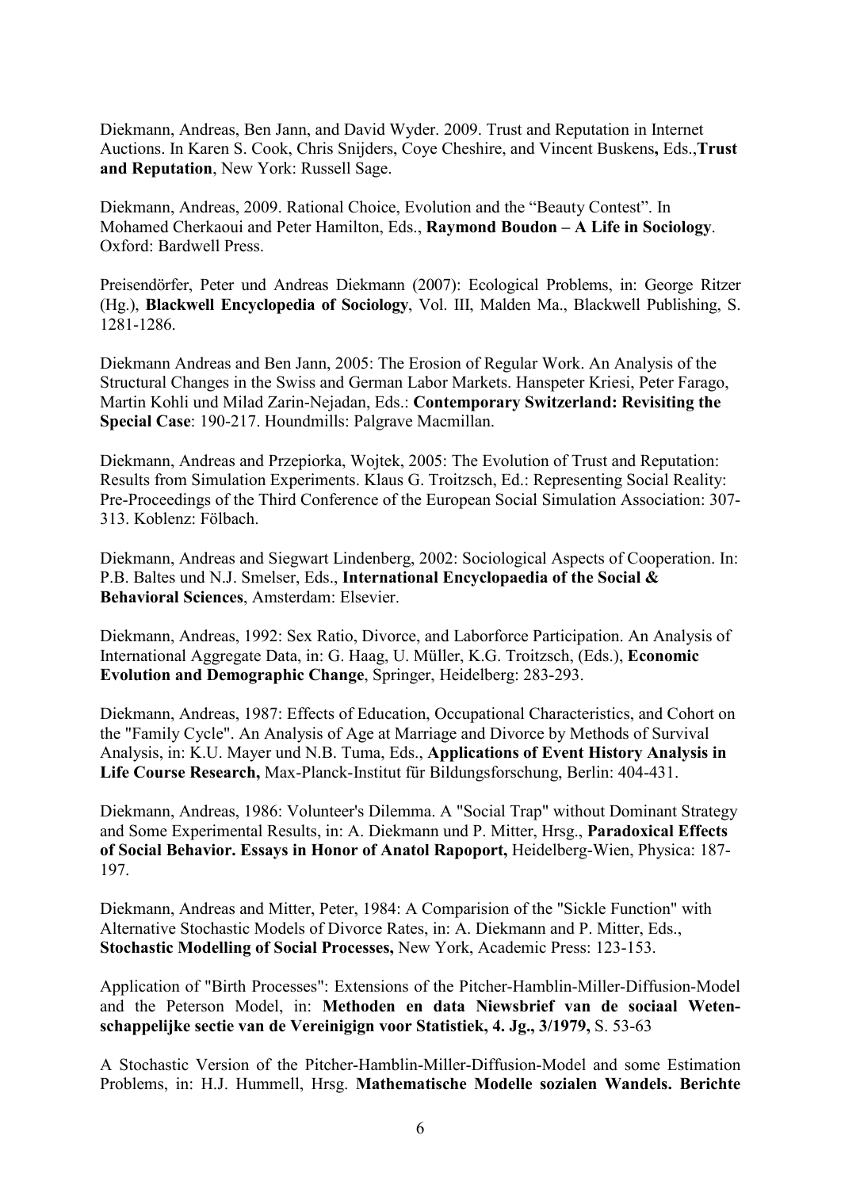Diekmann, Andreas, Ben Jann, and David Wyder. 2009. Trust and Reputation in Internet Auctions. In Karen S. Cook, Chris Snijders, Coye Cheshire, and Vincent Buskens**,** Eds.,**Trust and Reputation**, New York: Russell Sage.

Diekmann, Andreas, 2009. Rational Choice, Evolution and the "Beauty Contest". In Mohamed Cherkaoui and Peter Hamilton, Eds., **Raymond Boudon – A Life in Sociology**. Oxford: Bardwell Press.

Preisendörfer, Peter und Andreas Diekmann (2007): Ecological Problems, in: George Ritzer (Hg.), **Blackwell Encyclopedia of Sociology**, Vol. III, Malden Ma., Blackwell Publishing, S. 1281-1286.

Diekmann Andreas and Ben Jann, 2005: The Erosion of Regular Work. An Analysis of the Structural Changes in the Swiss and German Labor Markets. Hanspeter Kriesi, Peter Farago, Martin Kohli und Milad Zarin-Nejadan, Eds.: **Contemporary Switzerland: Revisiting the Special Case**: 190-217. Houndmills: Palgrave Macmillan.

Diekmann, Andreas and Przepiorka, Wojtek, 2005: The Evolution of Trust and Reputation: Results from Simulation Experiments. Klaus G. Troitzsch, Ed.: Representing Social Reality: Pre-Proceedings of the Third Conference of the European Social Simulation Association: 307-313. Koblenz: Fölbach.

Diekmann, Andreas and Siegwart Lindenberg, 2002: Sociological Aspects of Cooperation. In: P.B. Baltes und N.J. Smelser, Eds., **International Encyclopaedia of the Social & Behavioral Sciences**, Amsterdam: Elsevier.

Diekmann, Andreas, 1992: Sex Ratio, Divorce, and Laborforce Participation. An Analysis of International Aggregate Data, in: G. Haag, U. Müller, K.G. Troitzsch, (Eds.), **Economic Evolution and Demographic Change**, Springer, Heidelberg: 283-293.

Diekmann, Andreas, 1987: Effects of Education, Occupational Characteristics, and Cohort on the "Family Cycle". An Analysis of Age at Marriage and Divorce by Methods of Survival Analysis, in: K.U. Mayer und N.B. Tuma, Eds., **Applications of Event History Analysis in Life Course Research,** Max-Planck-Institut für Bildungsforschung, Berlin: 404-431.

Diekmann, Andreas, 1986: Volunteer's Dilemma. A "Social Trap" without Dominant Strategy and Some Experimental Results, in: A. Diekmann und P. Mitter, Hrsg., **Paradoxical Effects of Social Behavior. Essays in Honor of Anatol Rapoport,** Heidelberg-Wien, Physica: 187-197.

Diekmann, Andreas and Mitter, Peter, 1984: A Comparision of the "Sickle Function" with Alternative Stochastic Models of Divorce Rates, in: A. Diekmann and P. Mitter, Eds., **Stochastic Modelling of Social Processes,** New York, Academic Press: 123-153.

Application of "Birth Processes": Extensions of the Pitcher-Hamblin-Miller-Diffusion-Model and the Peterson Model, in: **Methoden en data Niewsbrief van de sociaal Wetenschappelijke sectie van de Vereinigign voor Statistiek, 4. Jg., 3/1979,** S. 53-63

A Stochastic Version of the Pitcher-Hamblin-Miller-Diffusion-Model and some Estimation Problems, in: H.J. Hummell, Hrsg. **Mathematische Modelle sozialen Wandels. Berichte**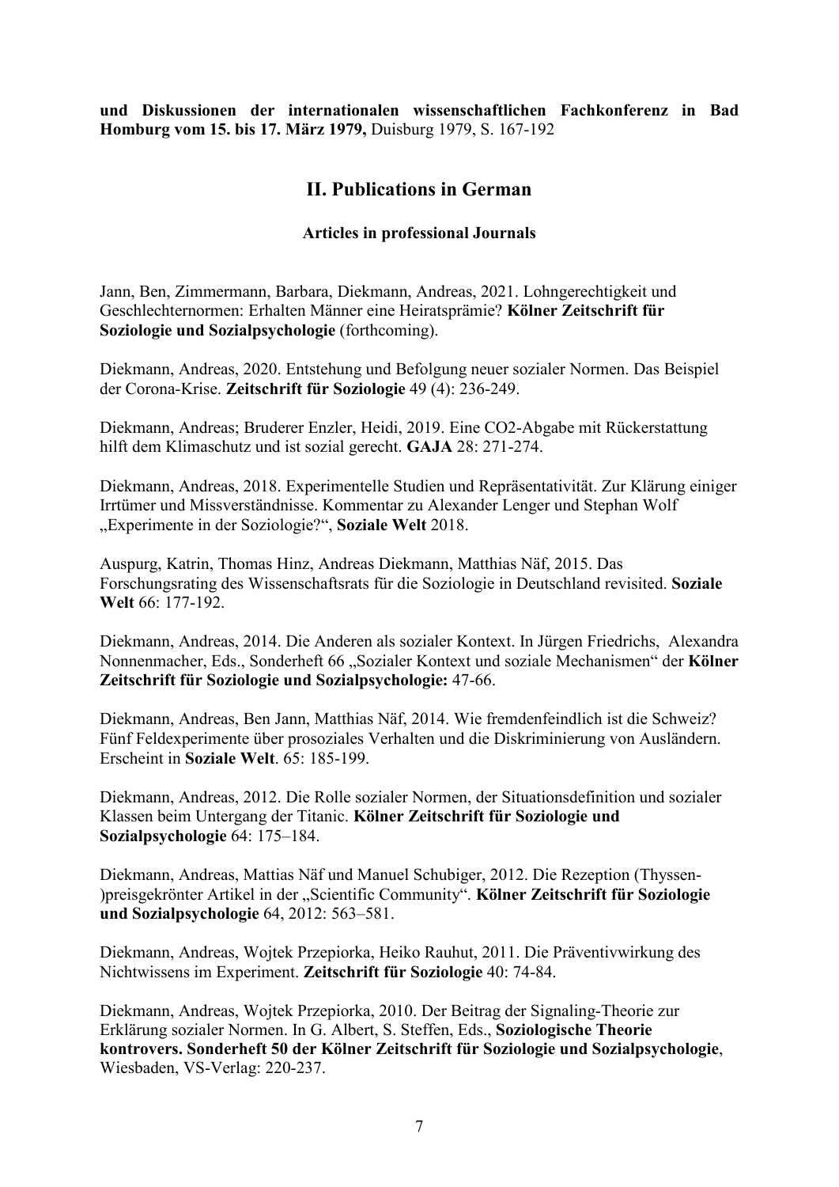**und Diskussionen der internationalen wissenschaftlichen Fachkonferenz in Bad Homburg vom 15. bis 17. März 1979,** Duisburg 1979, S. 167-192

## II. Publications in German

### Articles in professional Journals

Jann, Ben, Zimmermann, Barbara, Diekmann, Andreas, 2021. Lohngerechtigkeit und Geschlechternormen: Erhalten Männer eine Heiratsprämie? **Kölner Zeitschrift für Soziologie und Sozialpsychologie** (forthcoming).

Diekmann, Andreas, 2020. Entstehung und Befolgung neuer sozialer Normen. Das Beispiel der Corona-Krise. **Zeitschrift für Soziologie** 49 (4): 236-249.

Diekmann, Andreas; Bruderer Enzler, Heidi, 2019. Eine CO2-Abgabe mit Rückerstattung hilft dem Klimaschutz und ist sozial gerecht. **GAJA** 28: 271-274.

Diekmann, Andreas, 2018. Experimentelle Studien und Repräsentativität. Zur Klärung einiger Irrtümer und Missverständnisse. Kommentar zu Alexander Lenger und Stephan Wolf „Experimente in der Soziologie?", **Soziale Welt** 2018.

Auspurg, Katrin, Thomas Hinz, Andreas Diekmann, Matthias Näf, 2015. Das Forschungsrating des Wissenschaftsrats für die Soziologie in Deutschland revisited. **Soziale Welt** 66: 177-192.

Diekmann, Andreas, 2014. Die Anderen als sozialer Kontext. In Jürgen Friedrichs, Alexandra Nonnenmacher, Eds., Sonderheft 66 „Sozialer Kontext und soziale Mechanismen" der **Kölner Zeitschrift für Soziologie und Sozialpsychologie:** 47-66.

Diekmann, Andreas, Ben Jann, Matthias Näf, 2014. Wie fremdenfeindlich ist die Schweiz? Fünf Feldexperimente über prosoziales Verhalten und die Diskriminierung von Ausländern. Erscheint in **Soziale Welt**. 65: 185-199.

Diekmann, Andreas, 2012. Die Rolle sozialer Normen, der Situationsdefinition und sozialer Klassen beim Untergang der Titanic. **Kölner Zeitschrift für Soziologie und Sozialpsychologie** 64: 175–184.

Diekmann, Andreas, Mattias Näf und Manuel Schubiger, 2012. Die Rezeption (Thyssen-)preisgekrönter Artikel in der „Scientific Community". **Kölner Zeitschrift für Soziologie und Sozialpsychologie** 64, 2012: 563–581.

Diekmann, Andreas, Wojtek Przepiorka, Heiko Rauhut, 2011. Die Präventivwirkung des Nichtwissens im Experiment. **Zeitschrift für Soziologie** 40: 74-84.

Diekmann, Andreas, Wojtek Przepiorka, 2010. Der Beitrag der Signaling-Theorie zur Erklärung sozialer Normen. In G. Albert, S. Steffen, Eds., **Soziologische Theorie kontrovers. Sonderheft 50 der Kölner Zeitschrift für Soziologie und Sozialpsychologie**, Wiesbaden, VS-Verlag: 220-237.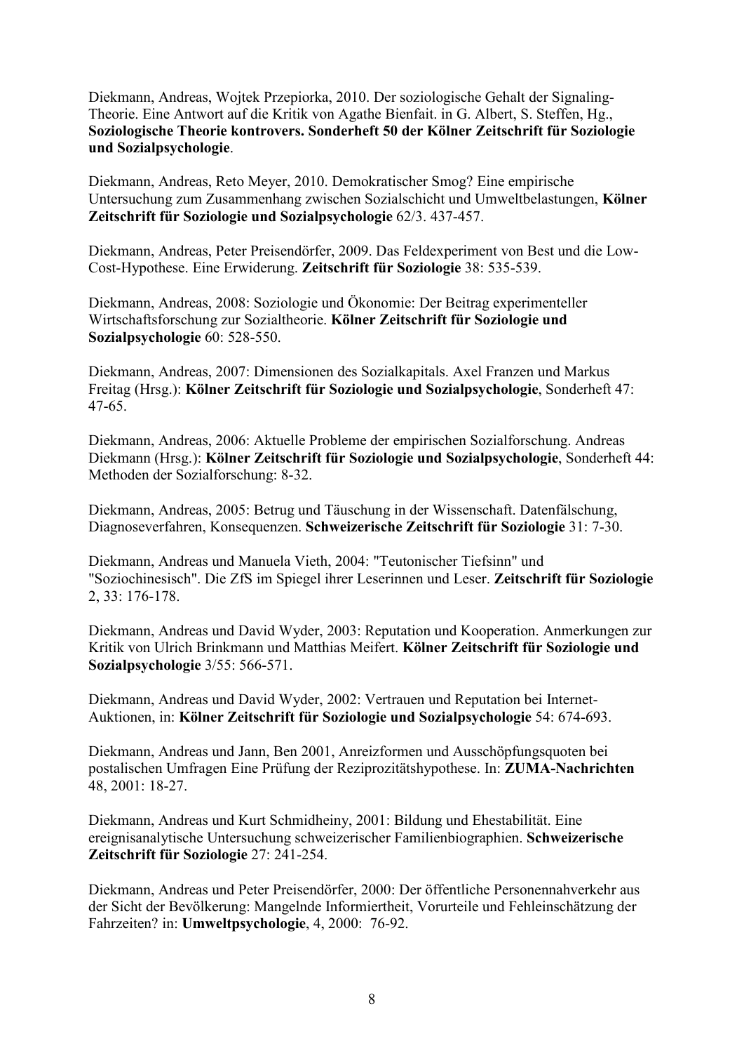Diekmann, Andreas, Wojtek Przepiorka, 2010. Der soziologische Gehalt der Signaling-Theorie. Eine Antwort auf die Kritik von Agathe Bienfait. in G. Albert, S. Steffen, Hg., **Soziologische Theorie kontrovers. Sonderheft 50 der Kölner Zeitschrift für Soziologie und Sozialpsychologie**.

Diekmann, Andreas, Reto Meyer, 2010. Demokratischer Smog? Eine empirische Untersuchung zum Zusammenhang zwischen Sozialschicht und Umweltbelastungen, **Kölner Zeitschrift für Soziologie und Sozialpsychologie** 62/3. 437-457.

Diekmann, Andreas, Peter Preisendörfer, 2009. Das Feldexperiment von Best und die Low-Cost-Hypothese. Eine Erwiderung. **Zeitschrift für Soziologie** 38: 535-539.

Diekmann, Andreas, 2008: Soziologie und Ökonomie: Der Beitrag experimenteller Wirtschaftsforschung zur Sozialtheorie. **Kölner Zeitschrift für Soziologie und Sozialpsychologie** 60: 528-550.

Diekmann, Andreas, 2007: Dimensionen des Sozialkapitals. Axel Franzen und Markus Freitag (Hrsg.): **Kölner Zeitschrift für Soziologie und Sozialpsychologie**, Sonderheft 47: 47-65.

Diekmann, Andreas, 2006: Aktuelle Probleme der empirischen Sozialforschung. Andreas Diekmann (Hrsg.): **Kölner Zeitschrift für Soziologie und Sozialpsychologie**, Sonderheft 44: Methoden der Sozialforschung: 8-32.

Diekmann, Andreas, 2005: Betrug und Täuschung in der Wissenschaft. Datenfälschung, Diagnoseverfahren, Konsequenzen. **Schweizerische Zeitschrift für Soziologie** 31: 7-30.

Diekmann, Andreas und Manuela Vieth, 2004: "Teutonischer Tiefsinn" und "Soziochinesisch". Die ZfS im Spiegel ihrer Leserinnen und Leser. **Zeitschrift für Soziologie** 2, 33: 176-178.

Diekmann, Andreas und David Wyder, 2003: Reputation und Kooperation. Anmerkungen zur Kritik von Ulrich Brinkmann und Matthias Meifert. **Kölner Zeitschrift für Soziologie und Sozialpsychologie** 3/55: 566-571.

Diekmann, Andreas und David Wyder, 2002: Vertrauen und Reputation bei Internet-Auktionen, in: **Kölner Zeitschrift für Soziologie und Sozialpsychologie** 54: 674-693.

Diekmann, Andreas und Jann, Ben 2001, Anreizformen und Ausschöpfungsquoten bei postalischen Umfragen Eine Prüfung der Reziprozitätshypothese. In: **ZUMA-Nachrichten** 48, 2001: 18-27.

Diekmann, Andreas und Kurt Schmidheiny, 2001: Bildung und Ehestabilität. Eine ereignisanalytische Untersuchung schweizerischer Familienbiographien. **Schweizerische Zeitschrift für Soziologie** 27: 241-254.

Diekmann, Andreas und Peter Preisendörfer, 2000: Der öffentliche Personennahverkehr aus der Sicht der Bevölkerung: Mangelnde Informiertheit, Vorurteile und Fehleinschätzung der Fahrzeiten? in: **Umweltpsychologie**, 4, 2000: 76-92.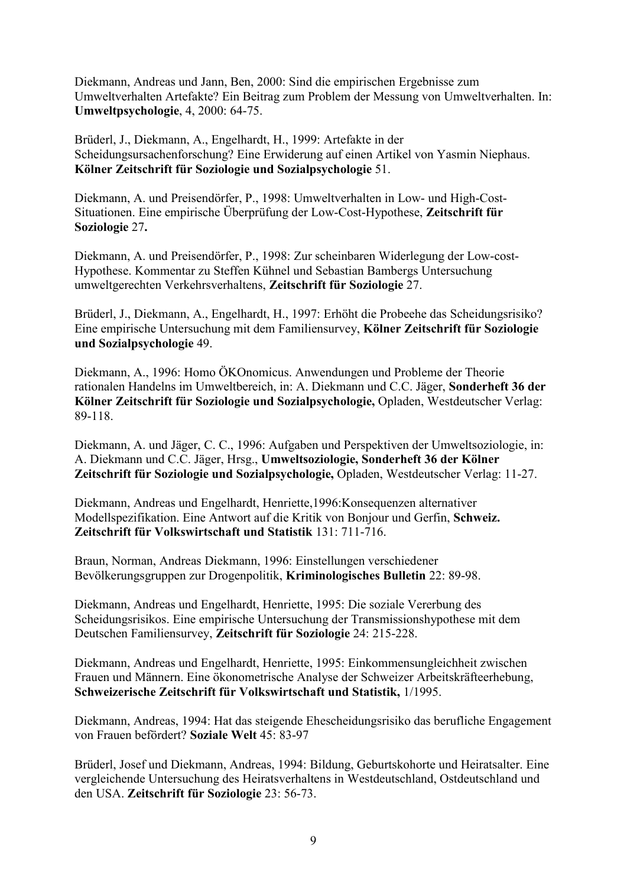Diekmann, Andreas und Jann, Ben, 2000: Sind die empirischen Ergebnisse zum Umweltverhalten Artefakte? Ein Beitrag zum Problem der Messung von Umweltverhalten. In: **Umweltpsychologie**, 4, 2000: 64-75.

Brüderl, J., Diekmann, A., Engelhardt, H., 1999: Artefakte in der Scheidungsursachenforschung? Eine Erwiderung auf einen Artikel von Yasmin Niephaus. **Kölner Zeitschrift für Soziologie und Sozialpsychologie** 51.

Diekmann, A. und Preisendörfer, P., 1998: Umweltverhalten in Low- und High-Cost-Situationen. Eine empirische Überprüfung der Low-Cost-Hypothese, **Zeitschrift für Soziologie** 27**.**

Diekmann, A. und Preisendörfer, P., 1998: Zur scheinbaren Widerlegung der Low-cost-Hypothese. Kommentar zu Steffen Kühnel und Sebastian Bambergs Untersuchung umweltgerechten Verkehrsverhaltens, **Zeitschrift für Soziologie** 27.

Brüderl, J., Diekmann, A., Engelhardt, H., 1997: Erhöht die Probeehe das Scheidungsrisiko? Eine empirische Untersuchung mit dem Familiensurvey, **Kölner Zeitschrift für Soziologie und Sozialpsychologie** 49.

Diekmann, A., 1996: Homo ÖKOnomicus. Anwendungen und Probleme der Theorie rationalen Handelns im Umweltbereich, in: A. Diekmann und C.C. Jäger, **Sonderheft 36 der Kölner Zeitschrift für Soziologie und Sozialpsychologie,** Opladen, Westdeutscher Verlag: 89-118.

Diekmann, A. und Jäger, C. C., 1996: Aufgaben und Perspektiven der Umweltsoziologie, in: A. Diekmann und C.C. Jäger, Hrsg., **Umweltsoziologie, Sonderheft 36 der Kölner Zeitschrift für Soziologie und Sozialpsychologie,** Opladen, Westdeutscher Verlag: 11-27.

Diekmann, Andreas und Engelhardt, Henriette,1996:Konsequenzen alternativer Modellspezifikation. Eine Antwort auf die Kritik von Bonjour und Gerfin, **Schweiz. Zeitschrift für Volkswirtschaft und Statistik** 131: 711-716.

Braun, Norman, Andreas Diekmann, 1996: Einstellungen verschiedener Bevölkerungsgruppen zur Drogenpolitik, **Kriminologisches Bulletin** 22: 89-98.

Diekmann, Andreas und Engelhardt, Henriette, 1995: Die soziale Vererbung des Scheidungsrisikos. Eine empirische Untersuchung der Transmissionshypothese mit dem Deutschen Familiensurvey, **Zeitschrift für Soziologie** 24: 215-228.

Diekmann, Andreas und Engelhardt, Henriette, 1995: Einkommensungleichheit zwischen Frauen und Männern. Eine ökonometrische Analyse der Schweizer Arbeitskräfteerhebung, **Schweizerische Zeitschrift für Volkswirtschaft und Statistik,** 1/1995.

Diekmann, Andreas, 1994: Hat das steigende Ehescheidungsrisiko das berufliche Engagement von Frauen befördert? **Soziale Welt** 45: 83-97

Brüderl, Josef und Diekmann, Andreas, 1994: Bildung, Geburtskohorte und Heiratsalter. Eine vergleichende Untersuchung des Heiratsverhaltens in Westdeutschland, Ostdeutschland und den USA. **Zeitschrift für Soziologie** 23: 56-73.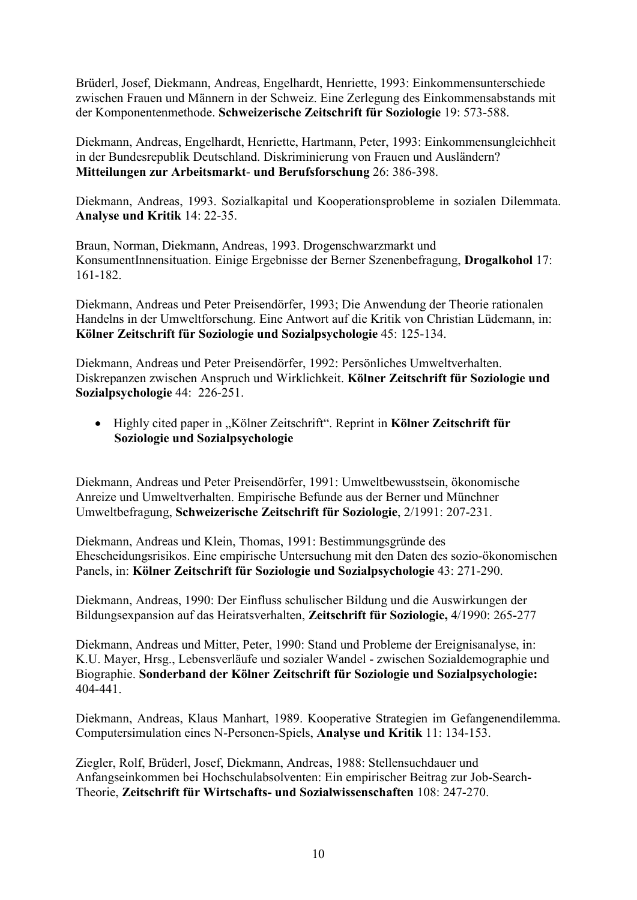Brüderl, Josef, Diekmann, Andreas, Engelhardt, Henriette, 1993: Einkommensunterschiede zwischen Frauen und Männern in der Schweiz. Eine Zerlegung des Einkommensabstands mit der Komponentenmethode. **Schweizerische Zeitschrift für Soziologie** 19: 573-588.

Diekmann, Andreas, Engelhardt, Henriette, Hartmann, Peter, 1993: Einkommensungleichheit in der Bundesrepublik Deutschland. Diskriminierung von Frauen und Ausländern? **Mitteilungen zur Arbeitsmarkt- und Berufsforschung** 26: 386-398.

Diekmann, Andreas, 1993. Sozialkapital und Kooperationsprobleme in sozialen Dilemmata. **Analyse und Kritik** 14: 22-35.

Braun, Norman, Diekmann, Andreas, 1993. Drogenschwarzmarkt und KonsumentInnensituation. Einige Ergebnisse der Berner Szenenbefragung, **Drogalkohol** 17: 161-182.

Diekmann, Andreas und Peter Preisendörfer, 1993; Die Anwendung der Theorie rationalen Handelns in der Umweltforschung. Eine Antwort auf die Kritik von Christian Lüdemann, in: **Kölner Zeitschrift für Soziologie und Sozialpsychologie** 45: 125-134.

Diekmann, Andreas und Peter Preisendörfer, 1992: Persönliches Umweltverhalten. Diskrepanzen zwischen Anspruch und Wirklichkeit. **Kölner Zeitschrift für Soziologie und Sozialpsychologie** 44: 226-251.

- Highly cited paper in „Kölner Zeitschrift“. Reprint in **Kölner Zeitschrift für Soziologie und Sozialpsychologie**

Diekmann, Andreas und Peter Preisendörfer, 1991: Umweltbewusstsein, ökonomische Anreize und Umweltverhalten. Empirische Befunde aus der Berner und Münchner Umweltbefragung, **Schweizerische Zeitschrift für Soziologie**, 2/1991: 207-231.

Diekmann, Andreas und Klein, Thomas, 1991: Bestimmungsgründe des Ehescheidungsrisikos. Eine empirische Untersuchung mit den Daten des sozio-ökonomischen Panels, in: **Kölner Zeitschrift für Soziologie und Sozialpsychologie** 43: 271-290.

Diekmann, Andreas, 1990: Der Einfluss schulischer Bildung und die Auswirkungen der Bildungsexpansion auf das Heiratsverhalten, **Zeitschrift für Soziologie,** 4/1990: 265-277

Diekmann, Andreas und Mitter, Peter, 1990: Stand und Probleme der Ereignisanalyse, in: K.U. Mayer, Hrsg., Lebensverläufe und sozialer Wandel - zwischen Sozialdemographie und Biographie. **Sonderband der Kölner Zeitschrift für Soziologie und Sozialpsychologie:** 404-441.

Diekmann, Andreas, Klaus Manhart, 1989. Kooperative Strategien im Gefangenendilemma. Computersimulation eines N-Personen-Spiels, **Analyse und Kritik** 11: 134-153.

Ziegler, Rolf, Brüderl, Josef, Diekmann, Andreas, 1988: Stellensuchdauer und Anfangseinkommen bei Hochschulabsolventen: Ein empirischer Beitrag zur Job-Search-Theorie, **Zeitschrift für Wirtschafts- und Sozialwissenschaften** 108: 247-270.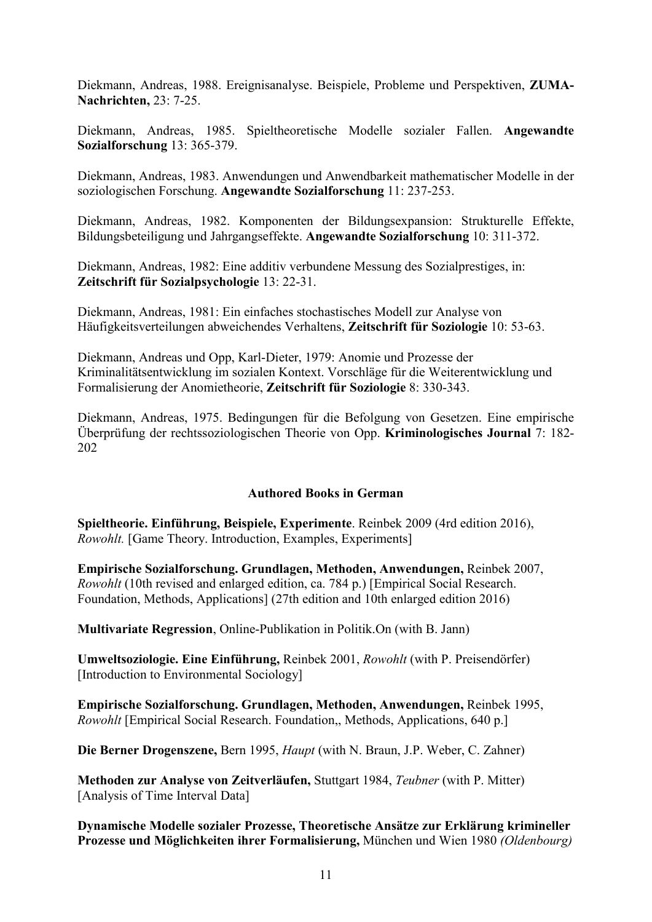Diekmann, Andreas, 1988. Ereignisanalyse. Beispiele, Probleme und Perspektiven, **ZUMA-Nachrichten,** 23: 7-25.

Diekmann, Andreas, 1985. Spieltheoretische Modelle sozialer Fallen. **Angewandte Sozialforschung** 13: 365-379.

Diekmann, Andreas, 1983. Anwendungen und Anwendbarkeit mathematischer Modelle in der soziologischen Forschung. **Angewandte Sozialforschung** 11: 237-253.

Diekmann, Andreas, 1982. Komponenten der Bildungsexpansion: Strukturelle Effekte, Bildungsbeteiligung und Jahrgangseffekte. **Angewandte Sozialforschung** 10: 311-372.

Diekmann, Andreas, 1982: Eine additiv verbundene Messung des Sozialprestiges, in: **Zeitschrift für Sozialpsychologie** 13: 22-31.

Diekmann, Andreas, 1981: Ein einfaches stochastisches Modell zur Analyse von Häufigkeitsverteilungen abweichendes Verhaltens, **Zeitschrift für Soziologie** 10: 53-63.

Diekmann, Andreas und Opp, Karl-Dieter, 1979: Anomie und Prozesse der Kriminalitätsentwicklung im sozialen Kontext. Vorschläge für die Weiterentwicklung und Formalisierung der Anomietheorie, **Zeitschrift für Soziologie** 8: 330-343.

Diekmann, Andreas, 1975. Bedingungen für die Befolgung von Gesetzen. Eine empirische Überprüfung der rechtssoziologischen Theorie von Opp. **Kriminologisches Journal** 7: 182-202

### Authored Books in German

**Spieltheorie. Einführung, Beispiele, Experimente**. Reinbek 2009 (4rd edition 2016), *Rowohlt.* [Game Theory. Introduction, Examples, Experiments]

**Empirische Sozialforschung. Grundlagen, Methoden, Anwendungen,** Reinbek 2007, *Rowohlt* (10th revised and enlarged edition, ca. 784 p.) [Empirical Social Research. Foundation, Methods, Applications] (27th edition and 10th enlarged edition 2016)

**Multivariate Regression**, Online-Publikation in Politik.On (with B. Jann)

**Umweltsoziologie. Eine Einführung,** Reinbek 2001, *Rowohlt* (with P. Preisendörfer) [Introduction to Environmental Sociology]

**Empirische Sozialforschung. Grundlagen, Methoden, Anwendungen,** Reinbek 1995, *Rowohlt* [Empirical Social Research. Foundation,, Methods, Applications, 640 p.]

**Die Berner Drogenszene,** Bern 1995, *Haupt* (with N. Braun, J.P. Weber, C. Zahner)

**Methoden zur Analyse von Zeitverläufen,** Stuttgart 1984, *Teubner* (with P. Mitter) [Analysis of Time Interval Data]

**Dynamische Modelle sozialer Prozesse, Theoretische Ansätze zur Erklärung krimineller Prozesse und Möglichkeiten ihrer Formalisierung,** München und Wien 1980 *(Oldenbourg)*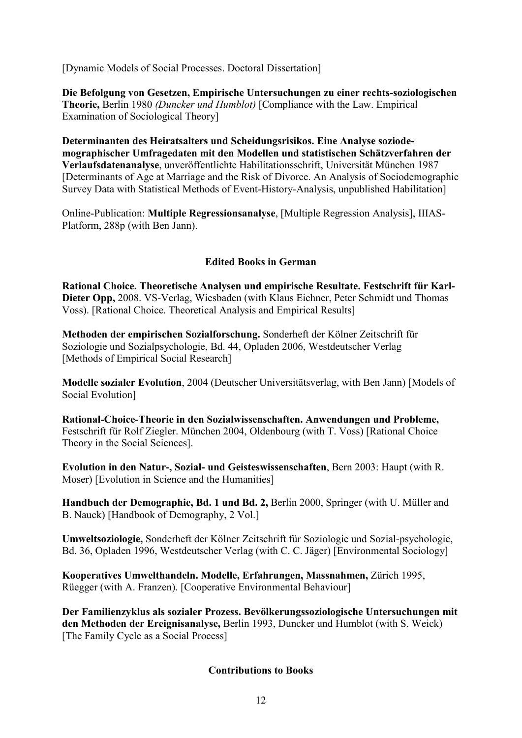[Dynamic Models of Social Processes. Doctoral Dissertation]

**Die Befolgung von Gesetzen, Empirische Untersuchungen zu einer rechts-soziologischen Theorie,** Berlin 1980 *(Duncker und Humblot)* [Compliance with the Law. Empirical Examination of Sociological Theory]

**Determinanten des Heiratsalters und Scheidungsrisikos. Eine Analyse soziodemographischer Umfragedaten mit den Modellen und statistischen Schätzverfahren der Verlaufsdatenanalyse**, unveröffentlichte Habilitationsschrift, Universität München 1987 [Determinants of Age at Marriage and the Risk of Divorce. An Analysis of Sociodemographic Survey Data with Statistical Methods of Event-History-Analysis, unpublished Habilitation]

Online-Publication: **Multiple Regressionsanalyse**, [Multiple Regression Analysis], IIIAS-Platform, 288p (with Ben Jann).

## Edited Books in German

**Rational Choice. Theoretische Analysen und empirische Resultate. Festschrift für Karl-Dieter Opp,** 2008. VS-Verlag, Wiesbaden (with Klaus Eichner, Peter Schmidt und Thomas Voss). [Rational Choice. Theoretical Analysis and Empirical Results]

**Methoden der empirischen Sozialforschung.** Sonderheft der Kölner Zeitschrift für Soziologie und Sozialpsychologie, Bd. 44, Opladen 2006, Westdeutscher Verlag [Methods of Empirical Social Research]

**Modelle sozialer Evolution**, 2004 (Deutscher Universitätsverlag, with Ben Jann) [Models of Social Evolution]

**Rational-Choice-Theorie in den Sozialwissenschaften. Anwendungen und Probleme,** Festschrift für Rolf Ziegler. München 2004, Oldenbourg (with T. Voss) [Rational Choice Theory in the Social Sciences].

**Evolution in den Natur-, Sozial- und Geisteswissenschaften**, Bern 2003: Haupt (with R. Moser) [Evolution in Science and the Humanities]

**Handbuch der Demographie, Bd. 1 und Bd. 2,** Berlin 2000, Springer (with U. Müller and B. Nauck) [Handbook of Demography, 2 Vol.]

**Umweltsoziologie,** Sonderheft der Kölner Zeitschrift für Soziologie und Sozial-psychologie, Bd. 36, Opladen 1996, Westdeutscher Verlag (with C. C. Jäger) [Environmental Sociology]

**Kooperatives Umwelthandeln. Modelle, Erfahrungen, Massnahmen,** Zürich 1995, Rüegger (with A. Franzen). [Cooperative Environmental Behaviour]

**Der Familienzyklus als sozialer Prozess. Bevölkerungssoziologische Untersuchungen mit den Methoden der Ereignisanalyse,** Berlin 1993, Duncker und Humblot (with S. Weick) [The Family Cycle as a Social Process]

## Contributions to Books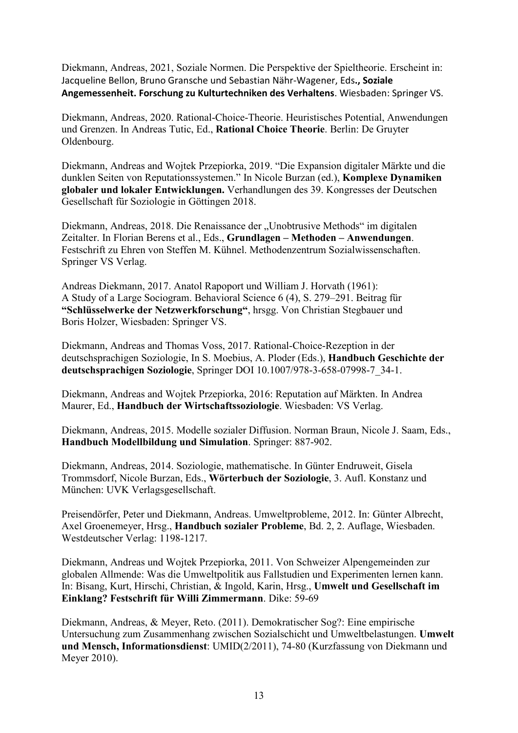Diekmann, Andreas, 2021, Soziale Normen. Die Perspektive der Spieltheorie. Erscheint in: Jacqueline Bellon, Bruno Gransche und Sebastian Nähr-Wagener, Eds**., Soziale Angemessenheit. Forschung zu Kulturtechniken des Verhaltens**. Wiesbaden: Springer VS.

Diekmann, Andreas, 2020. Rational-Choice-Theorie. Heuristisches Potential, Anwendungen und Grenzen. In Andreas Tutic, Ed., **Rational Choice Theorie**. Berlin: De Gruyter Oldenbourg.

Diekmann, Andreas and Wojtek Przepiorka, 2019. "Die Expansion digitaler Märkte und die dunklen Seiten von Reputationssystemen." In Nicole Burzan (ed.), **Komplexe Dynamiken globaler und lokaler Entwicklungen.** Verhandlungen des 39. Kongresses der Deutschen Gesellschaft für Soziologie in Göttingen 2018.

Diekmann, Andreas, 2018. Die Renaissance der „Unobtrusive Methods" im digitalen Zeitalter. In Florian Berens et al., Eds., **Grundlagen – Methoden – Anwendungen**. Festschrift zu Ehren von Steffen M. Kühnel. Methodenzentrum Sozialwissenschaften. Springer VS Verlag.

Andreas Diekmann, 2017. Anatol Rapoport und William J. Horvath (1961): A Study of a Large Sociogram. Behavioral Science 6 (4), S. 279–291. Beitrag für **"Schlüsselwerke der Netzwerkforschung"**, hrsgg. Von Christian Stegbauer und Boris Holzer, Wiesbaden: Springer VS.

Diekmann, Andreas and Thomas Voss, 2017. Rational-Choice-Rezeption in der deutschsprachigen Soziologie, In S. Moebius, A. Ploder (Eds.), **Handbuch Geschichte der deutschsprachigen Soziologie**, Springer DOI 10.1007/978-3-658-07998-7_34-1.

Diekmann, Andreas and Wojtek Przepiorka, 2016: Reputation auf Märkten. In Andrea Maurer, Ed., **Handbuch der Wirtschaftssoziologie**. Wiesbaden: VS Verlag.

Diekmann, Andreas, 2015. Modelle sozialer Diffusion. Norman Braun, Nicole J. Saam, Eds., **Handbuch Modellbildung und Simulation**. Springer: 887-902.

Diekmann, Andreas, 2014. Soziologie, mathematische. In Günter Endruweit, Gisela Trommsdorf, Nicole Burzan, Eds., **Wörterbuch der Soziologie**, 3. Aufl. Konstanz und München: UVK Verlagsgesellschaft.

Preisendörfer, Peter und Diekmann, Andreas. Umweltprobleme, 2012. In: Günter Albrecht, Axel Groenemeyer, Hrsg., **Handbuch sozialer Probleme**, Bd. 2, 2. Auflage, Wiesbaden. Westdeutscher Verlag: 1198-1217.

Diekmann, Andreas und Wojtek Przepiorka, 2011. Von Schweizer Alpengemeinden zur globalen Allmende: Was die Umweltpolitik aus Fallstudien und Experimenten lernen kann. In: Bisang, Kurt, Hirschi, Christian, & Ingold, Karin, Hrsg., **Umwelt und Gesellschaft im Einklang? Festschrift für Willi Zimmermann**. Dike: 59-69

Diekmann, Andreas, & Meyer, Reto. (2011). Demokratischer Sog?: Eine empirische Untersuchung zum Zusammenhang zwischen Sozialschicht und Umweltbelastungen. **Umwelt und Mensch, Informationsdienst**: UMID(2/2011), 74-80 (Kurzfassung von Diekmann und Meyer 2010).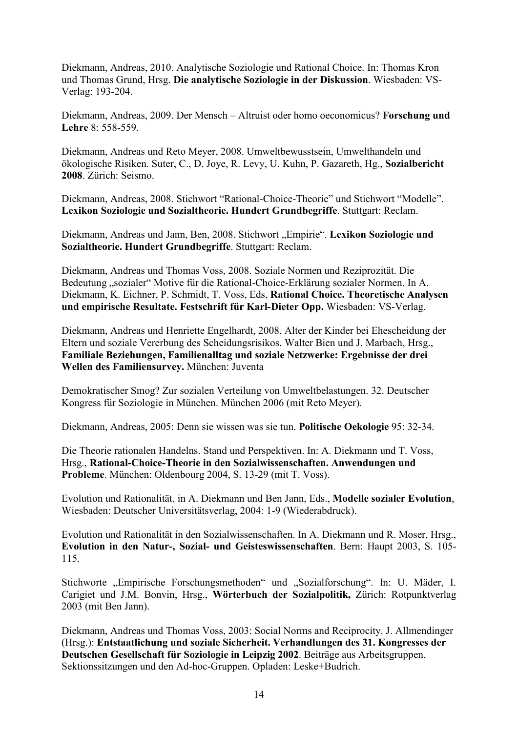Diekmann, Andreas, 2010. Analytische Soziologie und Rational Choice. In: Thomas Kron und Thomas Grund, Hrsg. **Die analytische Soziologie in der Diskussion**. Wiesbaden: VS-Verlag: 193-204.

Diekmann, Andreas, 2009. Der Mensch – Altruist oder homo oeconomicus? **Forschung und Lehre** 8: 558-559.

Diekmann, Andreas und Reto Meyer, 2008. Umweltbewusstsein, Umwelthandeln und ökologische Risiken. Suter, C., D. Joye, R. Levy, U. Kuhn, P. Gazareth, Hg., **Sozialbericht 2008**. Zürich: Seismo.

Diekmann, Andreas, 2008. Stichwort "Rational-Choice-Theorie" und Stichwort "Modelle". **Lexikon Soziologie und Sozialtheorie. Hundert Grundbegriffe**. Stuttgart: Reclam.

Diekmann, Andreas und Jann, Ben, 2008. Stichwort „Empirie". **Lexikon Soziologie und Sozialtheorie. Hundert Grundbegriffe**. Stuttgart: Reclam.

Diekmann, Andreas und Thomas Voss, 2008. Soziale Normen und Reziprozität. Die Bedeutung „sozialer" Motive für die Rational-Choice-Erklärung sozialer Normen. In A. Diekmann, K. Eichner, P. Schmidt, T. Voss, Eds, **Rational Choice. Theoretische Analysen und empirische Resultate. Festschrift für Karl-Dieter Opp.** Wiesbaden: VS-Verlag.

Diekmann, Andreas und Henriette Engelhardt, 2008. Alter der Kinder bei Ehescheidung der Eltern und soziale Vererbung des Scheidungsrisikos. Walter Bien und J. Marbach, Hrsg., **Familiale Beziehungen, Familienalltag und soziale Netzwerke: Ergebnisse der drei Wellen des Familiensurvey.** München: Juventa

Demokratischer Smog? Zur sozialen Verteilung von Umweltbelastungen. 32. Deutscher Kongress für Soziologie in München. München 2006 (mit Reto Meyer).

Diekmann, Andreas, 2005: Denn sie wissen was sie tun. **Politische Oekologie** 95: 32-34.

Die Theorie rationalen Handelns. Stand und Perspektiven. In: A. Diekmann und T. Voss, Hrsg., **Rational-Choice-Theorie in den Sozialwissenschaften. Anwendungen und Probleme**. München: Oldenbourg 2004, S. 13-29 (mit T. Voss).

Evolution und Rationalität, in A. Diekmann und Ben Jann, Eds., **Modelle sozialer Evolution**, Wiesbaden: Deutscher Universitätsverlag, 2004: 1-9 (Wiederabdruck).

Evolution und Rationalität in den Sozialwissenschaften. In A. Diekmann und R. Moser, Hrsg., **Evolution in den Natur-, Sozial- und Geisteswissenschaften**. Bern: Haupt 2003, S. 105-115.

Stichworte „Empirische Forschungsmethoden" und „Sozialforschung". In: U. Mäder, I. Carigiet und J.M. Bonvin, Hrsg., **Wörterbuch der Sozialpolitik,** Zürich: Rotpunktverlag 2003 (mit Ben Jann).

Diekmann, Andreas und Thomas Voss, 2003: Social Norms and Reciprocity. J. Allmendinger (Hrsg.): **Entstaatlichung und soziale Sicherheit. Verhandlungen des 31. Kongresses der Deutschen Gesellschaft für Soziologie in Leipzig 2002**. Beiträge aus Arbeitsgruppen, Sektionssitzungen und den Ad-hoc-Gruppen. Opladen: Leske+Budrich.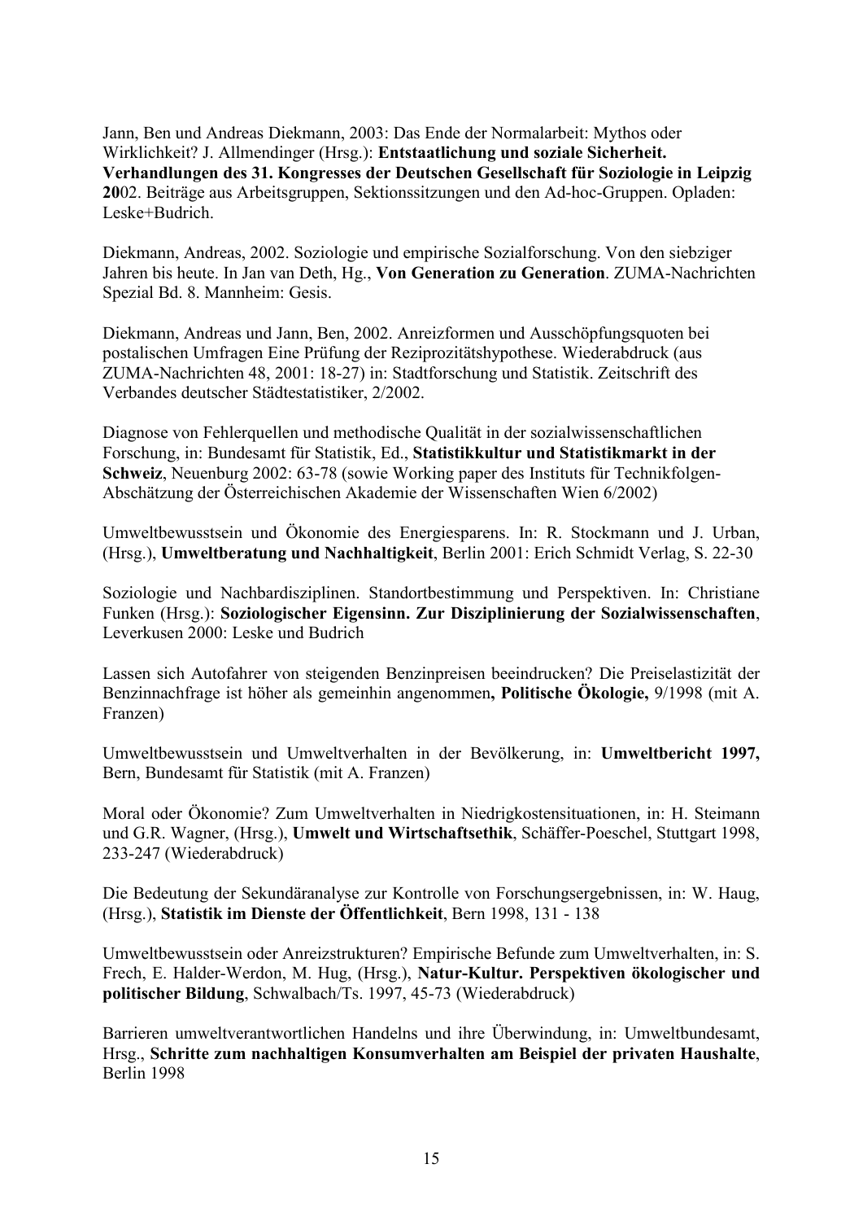Jann, Ben und Andreas Diekmann, 2003: Das Ende der Normalarbeit: Mythos oder Wirklichkeit? J. Allmendinger (Hrsg.): **Entstaatlichung und soziale Sicherheit. Verhandlungen des 31. Kongresses der Deutschen Gesellschaft für Soziologie in Leipzig 20**02. Beiträge aus Arbeitsgruppen, Sektionssitzungen und den Ad-hoc-Gruppen. Opladen: Leske+Budrich.

Diekmann, Andreas, 2002. Soziologie und empirische Sozialforschung. Von den siebziger Jahren bis heute. In Jan van Deth, Hg., **Von Generation zu Generation**. ZUMA-Nachrichten Spezial Bd. 8. Mannheim: Gesis.

Diekmann, Andreas und Jann, Ben, 2002. Anreizformen und Ausschöpfungsquoten bei postalischen Umfragen Eine Prüfung der Reziprozitätshypothese. Wiederabdruck (aus ZUMA-Nachrichten 48, 2001: 18-27) in: Stadtforschung und Statistik. Zeitschrift des Verbandes deutscher Städtestatistiker, 2/2002.

Diagnose von Fehlerquellen und methodische Qualität in der sozialwissenschaftlichen Forschung, in: Bundesamt für Statistik, Ed., **Statistikkultur und Statistikmarkt in der Schweiz**, Neuenburg 2002: 63-78 (sowie Working paper des Instituts für Technikfolgen-Abschätzung der Österreichischen Akademie der Wissenschaften Wien 6/2002)

Umweltbewusstsein und Ökonomie des Energiesparens. In: R. Stockmann und J. Urban, (Hrsg.), **Umweltberatung und Nachhaltigkeit**, Berlin 2001: Erich Schmidt Verlag, S. 22-30

Soziologie und Nachbardisziplinen. Standortbestimmung und Perspektiven. In: Christiane Funken (Hrsg.): **Soziologischer Eigensinn. Zur Disziplinierung der Sozialwissenschaften**, Leverkusen 2000: Leske und Budrich

Lassen sich Autofahrer von steigenden Benzinpreisen beeindrucken? Die Preiselastizität der Benzinnachfrage ist höher als gemeinhin angenommen**, Politische Ökologie,** 9/1998 (mit A. Franzen)

Umweltbewusstsein und Umweltverhalten in der Bevölkerung, in: **Umweltbericht 1997,** Bern, Bundesamt für Statistik (mit A. Franzen)

Moral oder Ökonomie? Zum Umweltverhalten in Niedrigkostensituationen, in: H. Steimann und G.R. Wagner, (Hrsg.), **Umwelt und Wirtschaftsethik**, Schäffer-Poeschel, Stuttgart 1998, 233-247 (Wiederabdruck)

Die Bedeutung der Sekundäranalyse zur Kontrolle von Forschungsergebnissen, in: W. Haug, (Hrsg.), **Statistik im Dienste der Öffentlichkeit**, Bern 1998, 131 - 138

Umweltbewusstsein oder Anreizstrukturen? Empirische Befunde zum Umweltverhalten, in: S. Frech, E. Halder-Werdon, M. Hug, (Hrsg.), **Natur-Kultur. Perspektiven ökologischer und politischer Bildung**, Schwalbach/Ts. 1997, 45-73 (Wiederabdruck)

Barrieren umweltverantwortlichen Handelns und ihre Überwindung, in: Umweltbundesamt, Hrsg., **Schritte zum nachhaltigen Konsumverhalten am Beispiel der privaten Haushalte**, Berlin 1998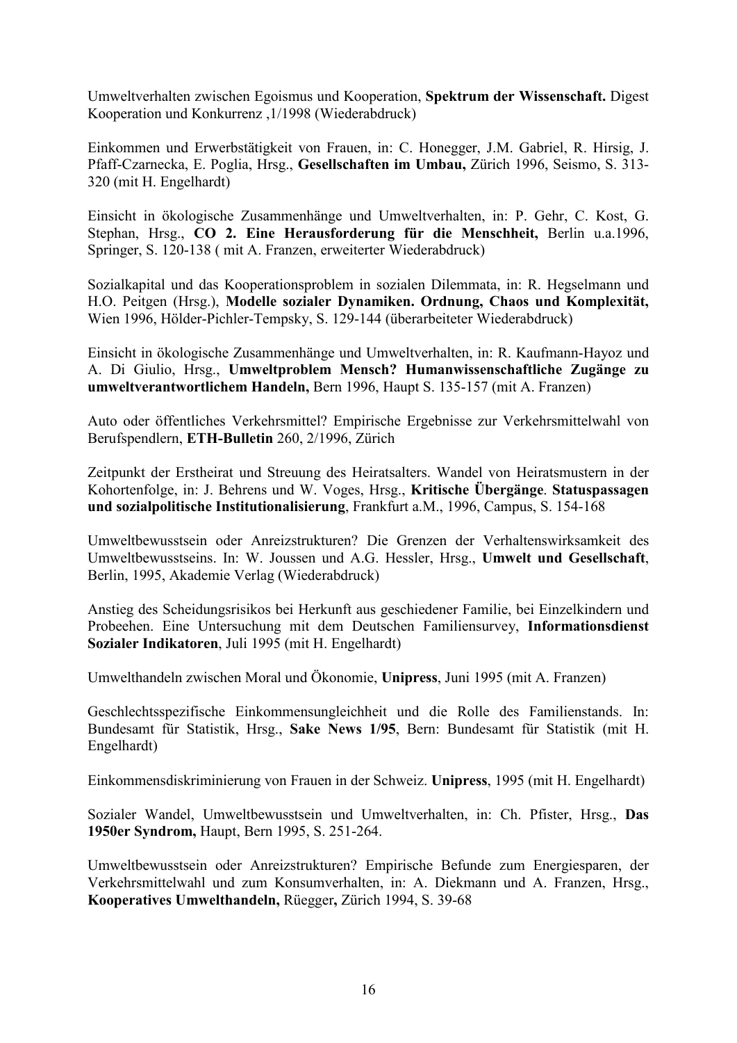Umweltverhalten zwischen Egoismus und Kooperation, **Spektrum der Wissenschaft.** Digest Kooperation und Konkurrenz ,1/1998 (Wiederabdruck)

Einkommen und Erwerbstätigkeit von Frauen, in: C. Honegger, J.M. Gabriel, R. Hirsig, J. Pfaff-Czarnecka, E. Poglia, Hrsg., **Gesellschaften im Umbau,** Zürich 1996, Seismo, S. 313-320 (mit H. Engelhardt)

Einsicht in ökologische Zusammenhänge und Umweltverhalten, in: P. Gehr, C. Kost, G. Stephan, Hrsg., **CO 2. Eine Herausforderung für die Menschheit,** Berlin u.a.1996, Springer, S. 120-138 ( mit A. Franzen, erweiterter Wiederabdruck)

Sozialkapital und das Kooperationsproblem in sozialen Dilemmata, in: R. Hegselmann und H.O. Peitgen (Hrsg.), **Modelle sozialer Dynamiken. Ordnung, Chaos und Komplexität,** Wien 1996, Hölder-Pichler-Tempsky, S. 129-144 (überarbeiteter Wiederabdruck)

Einsicht in ökologische Zusammenhänge und Umweltverhalten, in: R. Kaufmann-Hayoz und A. Di Giulio, Hrsg., **Umweltproblem Mensch? Humanwissenschaftliche Zugänge zu umweltverantwortlichem Handeln,** Bern 1996, Haupt S. 135-157 (mit A. Franzen)

Auto oder öffentliches Verkehrsmittel? Empirische Ergebnisse zur Verkehrsmittelwahl von Berufspendlern, **ETH-Bulletin** 260, 2/1996, Zürich

Zeitpunkt der Erstheirat und Streuung des Heiratsalters. Wandel von Heiratsmustern in der Kohortenfolge, in: J. Behrens und W. Voges, Hrsg., **Kritische Übergänge**. **Statuspassagen und sozialpolitische Institutionalisierung**, Frankfurt a.M., 1996, Campus, S. 154-168

Umweltbewusstsein oder Anreizstrukturen? Die Grenzen der Verhaltenswirksamkeit des Umweltbewusstseins. In: W. Joussen und A.G. Hessler, Hrsg., **Umwelt und Gesellschaft**, Berlin, 1995, Akademie Verlag (Wiederabdruck)

Anstieg des Scheidungsrisikos bei Herkunft aus geschiedener Familie, bei Einzelkindern und Probeehen. Eine Untersuchung mit dem Deutschen Familiensurvey, **Informationsdienst Sozialer Indikatoren**, Juli 1995 (mit H. Engelhardt)

Umwelthandeln zwischen Moral und Ökonomie, **Unipress**, Juni 1995 (mit A. Franzen)

Geschlechtsspezifische Einkommensungleichheit und die Rolle des Familienstands. In: Bundesamt für Statistik, Hrsg., **Sake News 1/95**, Bern: Bundesamt für Statistik (mit H. Engelhardt)

Einkommensdiskriminierung von Frauen in der Schweiz. **Unipress**, 1995 (mit H. Engelhardt)

Sozialer Wandel, Umweltbewusstsein und Umweltverhalten, in: Ch. Pfister, Hrsg., **Das 1950er Syndrom,** Haupt, Bern 1995, S. 251-264.

Umweltbewusstsein oder Anreizstrukturen? Empirische Befunde zum Energiesparen, der Verkehrsmittelwahl und zum Konsumverhalten, in: A. Diekmann und A. Franzen, Hrsg., **Kooperatives Umwelthandeln,** Rüegger**,** Zürich 1994, S. 39-68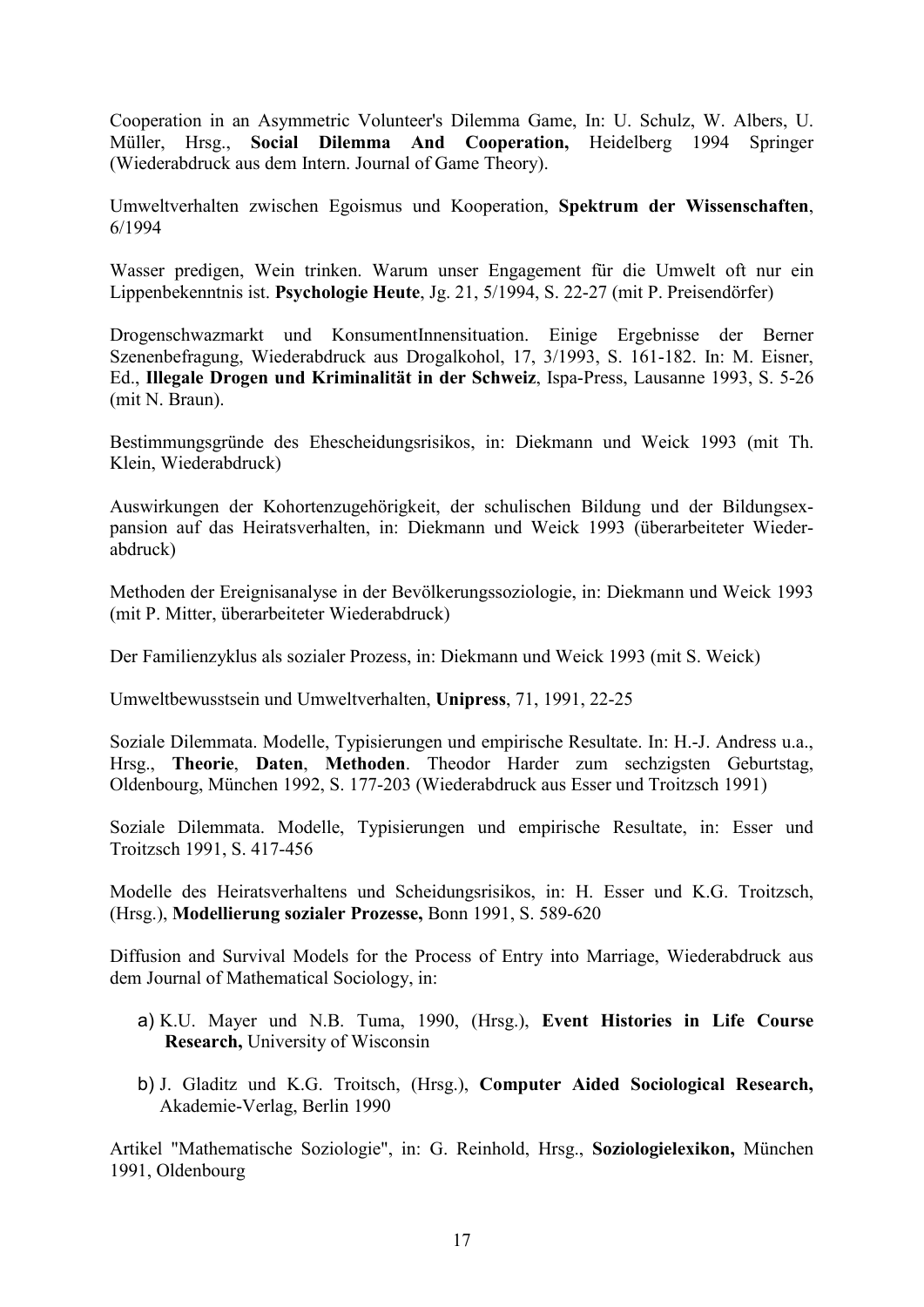Cooperation in an Asymmetric Volunteer's Dilemma Game, In: U. Schulz, W. Albers, U. Müller, Hrsg., **Social Dilemma And Cooperation,** Heidelberg 1994 Springer (Wiederabdruck aus dem Intern. Journal of Game Theory).

Umweltverhalten zwischen Egoismus und Kooperation, **Spektrum der Wissenschaften**, 6/1994

Wasser predigen, Wein trinken. Warum unser Engagement für die Umwelt oft nur ein Lippenbekenntnis ist. **Psychologie Heute**, Jg. 21, 5/1994, S. 22-27 (mit P. Preisendörfer)

Drogenschwazmarkt und KonsumentInnensituation. Einige Ergebnisse der Berner Szenenbefragung, Wiederabdruck aus Drogalkohol, 17, 3/1993, S. 161-182. In: M. Eisner, Ed., **Illegale Drogen und Kriminalität in der Schweiz**, Ispa-Press, Lausanne 1993, S. 5-26 (mit N. Braun).

Bestimmungsgründe des Ehescheidungsrisikos, in: Diekmann und Weick 1993 (mit Th. Klein, Wiederabdruck)

Auswirkungen der Kohortenzugehörigkeit, der schulischen Bildung und der Bildungsexpansion auf das Heiratsverhalten, in: Diekmann und Weick 1993 (überarbeiteter Wiederabdruck)

Methoden der Ereignisanalyse in der Bevölkerungssoziologie, in: Diekmann und Weick 1993 (mit P. Mitter, überarbeiteter Wiederabdruck)

Der Familienzyklus als sozialer Prozess, in: Diekmann und Weick 1993 (mit S. Weick)

Umweltbewusstsein und Umweltverhalten, **Unipress**, 71, 1991, 22-25

Soziale Dilemmata. Modelle, Typisierungen und empirische Resultate. In: H.-J. Andress u.a., Hrsg., **Theorie**, **Daten**, **Methoden**. Theodor Harder zum sechzigsten Geburtstag, Oldenbourg, München 1992, S. 177-203 (Wiederabdruck aus Esser und Troitzsch 1991)

Soziale Dilemmata. Modelle, Typisierungen und empirische Resultate, in: Esser und Troitzsch 1991, S. 417-456

Modelle des Heiratsverhaltens und Scheidungsrisikos, in: H. Esser und K.G. Troitzsch, (Hrsg.), **Modellierung sozialer Prozesse,** Bonn 1991, S. 589-620

Diffusion and Survival Models for the Process of Entry into Marriage, Wiederabdruck aus dem Journal of Mathematical Sociology, in:

a) K.U. Mayer und N.B. Tuma, 1990, (Hrsg.), **Event Histories in Life Course Research,** University of Wisconsin

b) J. Gladitz und K.G. Troitsch, (Hrsg.), **Computer Aided Sociological Research,** Akademie-Verlag, Berlin 1990

Artikel "Mathematische Soziologie", in: G. Reinhold, Hrsg., **Soziologielexikon,** München 1991, Oldenbourg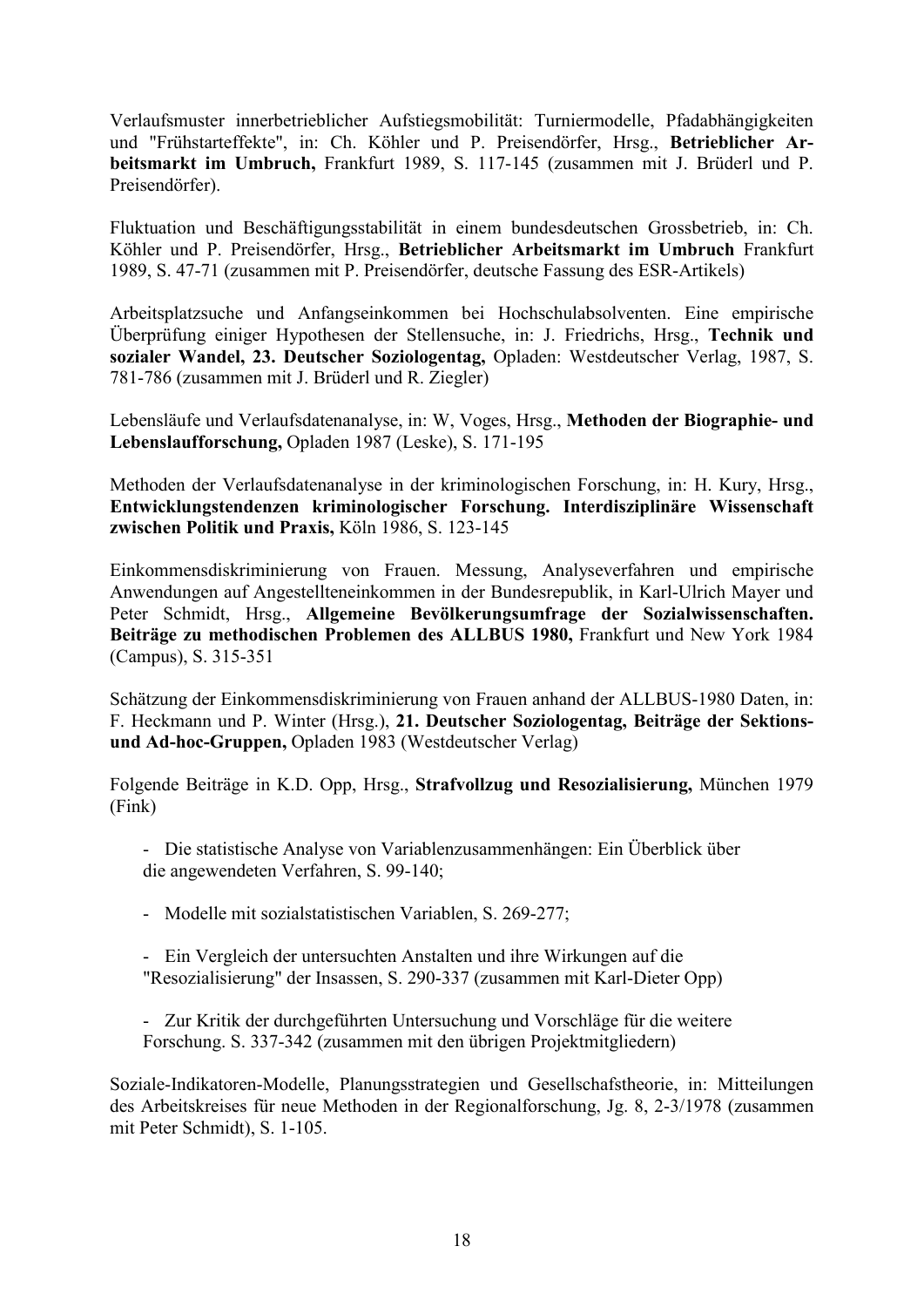Verlaufsmuster innerbetrieblicher Aufstiegsmobilität: Turniermodelle, Pfadabhängigkeiten und "Frühstarteffekte", in: Ch. Köhler und P. Preisendörfer, Hrsg., **Betrieblicher Arbeitsmarkt im Umbruch,** Frankfurt 1989, S. 117-145 (zusammen mit J. Brüderl und P. Preisendörfer).

Fluktuation und Beschäftigungsstabilität in einem bundesdeutschen Grossbetrieb, in: Ch. Köhler und P. Preisendörfer, Hrsg., **Betrieblicher Arbeitsmarkt im Umbruch** Frankfurt 1989, S. 47-71 (zusammen mit P. Preisendörfer, deutsche Fassung des ESR-Artikels)

Arbeitsplatzsuche und Anfangseinkommen bei Hochschulabsolventen. Eine empirische Überprüfung einiger Hypothesen der Stellensuche, in: J. Friedrichs, Hrsg., **Technik und sozialer Wandel, 23. Deutscher Soziologentag,** Opladen: Westdeutscher Verlag, 1987, S. 781-786 (zusammen mit J. Brüderl und R. Ziegler)

Lebensläufe und Verlaufsdatenanalyse, in: W, Voges, Hrsg., **Methoden der Biographie- und Lebenslaufforschung,** Opladen 1987 (Leske), S. 171-195

Methoden der Verlaufsdatenanalyse in der kriminologischen Forschung, in: H. Kury, Hrsg., **Entwicklungstendenzen kriminologischer Forschung. Interdisziplinäre Wissenschaft zwischen Politik und Praxis,** Köln 1986, S. 123-145

Einkommensdiskriminierung von Frauen. Messung, Analyseverfahren und empirische Anwendungen auf Angestellteneinkommen in der Bundesrepublik, in Karl-Ulrich Mayer und Peter Schmidt, Hrsg., **Allgemeine Bevölkerungsumfrage der Sozialwissenschaften. Beiträge zu methodischen Problemen des ALLBUS 1980,** Frankfurt und New York 1984 (Campus), S. 315-351

Schätzung der Einkommensdiskriminierung von Frauen anhand der ALLBUS-1980 Daten, in: F. Heckmann und P. Winter (Hrsg.), **21. Deutscher Soziologentag, Beiträge der Sektions- und Ad-hoc-Gruppen,** Opladen 1983 (Westdeutscher Verlag)

Folgende Beiträge in K.D. Opp, Hrsg., **Strafvollzug und Resozialisierung,** München 1979 (Fink)

- Die statistische Analyse von Variablenzusammenhängen: Ein Überblick über die angewendeten Verfahren, S. 99-140;

- Modelle mit sozialstatistischen Variablen, S. 269-277;

- Ein Vergleich der untersuchten Anstalten und ihre Wirkungen auf die "Resozialisierung" der Insassen, S. 290-337 (zusammen mit Karl-Dieter Opp)

- Zur Kritik der durchgeführten Untersuchung und Vorschläge für die weitere Forschung. S. 337-342 (zusammen mit den übrigen Projektmitgliedern)

Soziale-Indikatoren-Modelle, Planungsstrategien und Gesellschaftstheorie, in: Mitteilungen des Arbeitskreises für neue Methoden in der Regionalforschung, Jg. 8, 2-3/1978 (zusammen mit Peter Schmidt), S. 1-105.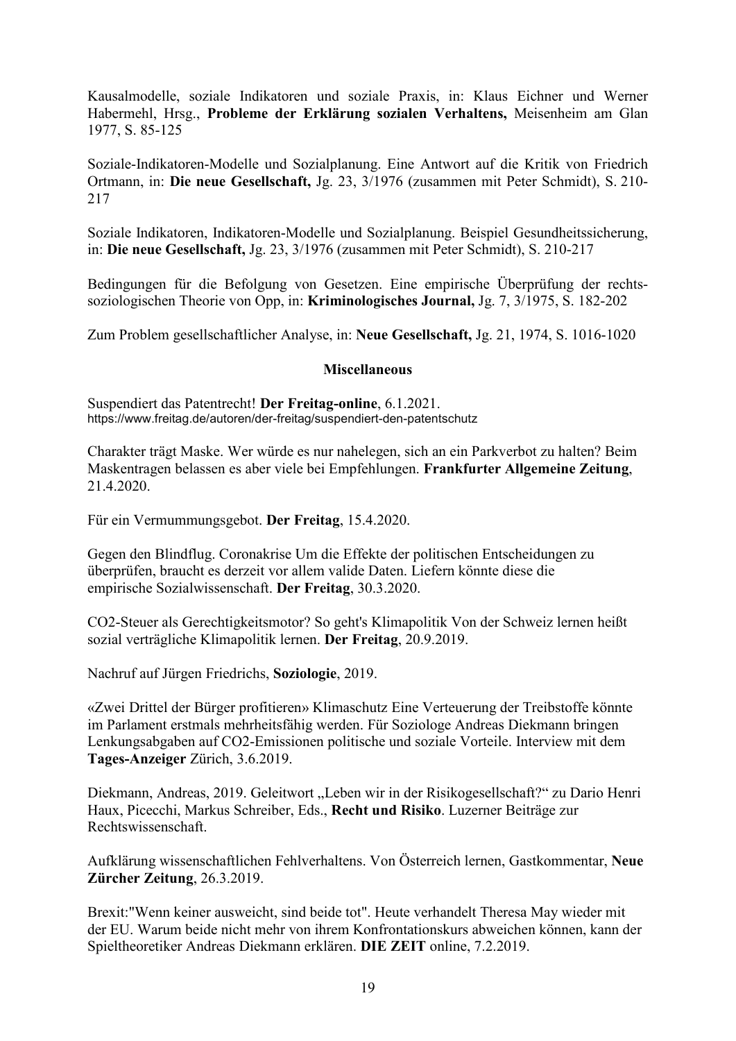Kausalmodelle, soziale Indikatoren und soziale Praxis, in: Klaus Eichner und Werner Habermehl, Hrsg., **Probleme der Erklärung sozialen Verhaltens,** Meisenheim am Glan 1977, S. 85-125

Soziale-Indikatoren-Modelle und Sozialplanung. Eine Antwort auf die Kritik von Friedrich Ortmann, in: **Die neue Gesellschaft,** Jg. 23, 3/1976 (zusammen mit Peter Schmidt), S. 210-217

Soziale Indikatoren, Indikatoren-Modelle und Sozialplanung. Beispiel Gesundheitssicherung, in: **Die neue Gesellschaft,** Jg. 23, 3/1976 (zusammen mit Peter Schmidt), S. 210-217

Bedingungen für die Befolgung von Gesetzen. Eine empirische Überprüfung der rechtssoziologischen Theorie von Opp, in: **Kriminologisches Journal,** Jg. 7, 3/1975, S. 182-202

Zum Problem gesellschaftlicher Analyse, in: **Neue Gesellschaft,** Jg. 21, 1974, S. 1016-1020

### Miscellaneous

Suspendiert das Patentrecht! **Der Freitag-online**, 6.1.2021.
https://www.freitag.de/autoren/der-freitag/suspendiert-den-patentschutz

Charakter trägt Maske. Wer würde es nur nahelegen, sich an ein Parkverbot zu halten? Beim Maskentragen belassen es aber viele bei Empfehlungen. **Frankfurter Allgemeine Zeitung**, 21.4.2020.

Für ein Vermummungsgebot. **Der Freitag**, 15.4.2020.

Gegen den Blindflug. Coronakrise Um die Effekte der politischen Entscheidungen zu überprüfen, braucht es derzeit vor allem valide Daten. Liefern könnte diese die empirische Sozialwissenschaft. **Der Freitag**, 30.3.2020.

CO2-Steuer als Gerechtigkeitsmotor? So geht's Klimapolitik Von der Schweiz lernen heißt sozial verträgliche Klimapolitik lernen. **Der Freitag**, 20.9.2019.

Nachruf auf Jürgen Friedrichs, **Soziologie**, 2019.

«Zwei Drittel der Bürger profitieren» Klimaschutz Eine Verteuerung der Treibstoffe könnte im Parlament erstmals mehrheitsfähig werden. Für Soziologe Andreas Diekmann bringen Lenkungsabgaben auf CO2-Emissionen politische und soziale Vorteile. Interview mit dem **Tages-Anzeiger** Zürich, 3.6.2019.

Diekmann, Andreas, 2019. Geleitwort „Leben wir in der Risikogesellschaft?" zu Dario Henri Haux, Picecchi, Markus Schreiber, Eds., **Recht und Risiko**. Luzerner Beiträge zur Rechtswissenschaft.

Aufklärung wissenschaftlichen Fehlverhaltens. Von Österreich lernen, Gastkommentar, **Neue Zürcher Zeitung**, 26.3.2019.

Brexit:"Wenn keiner ausweicht, sind beide tot". Heute verhandelt Theresa May wieder mit der EU. Warum beide nicht mehr von ihrem Konfrontationskurs abweichen können, kann der Spieltheoretiker Andreas Diekmann erklären. **DIE ZEIT** online, 7.2.2019.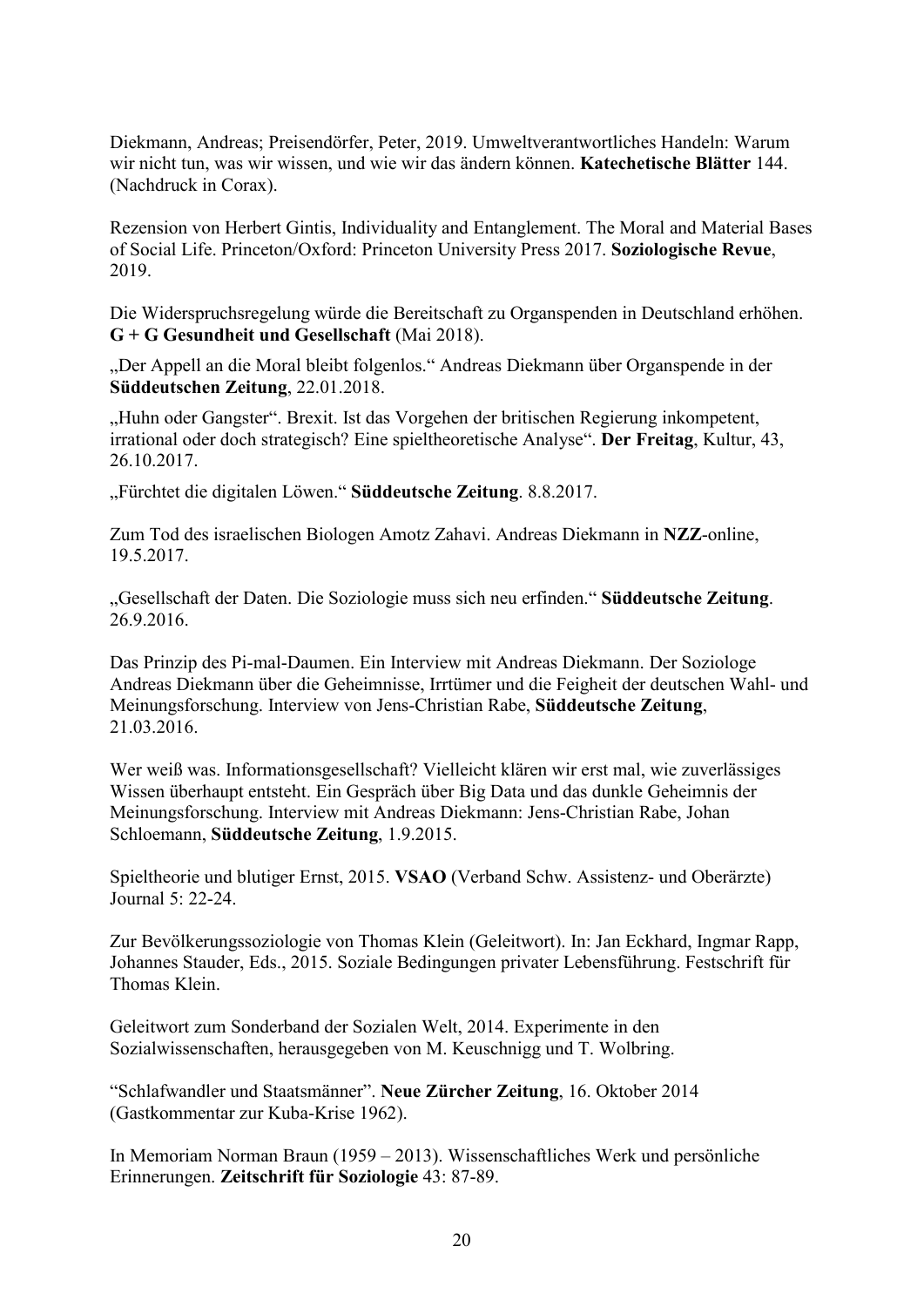Diekmann, Andreas; Preisendörfer, Peter, 2019. Umweltverantwortliches Handeln: Warum wir nicht tun, was wir wissen, und wie wir das ändern können. **Katechetische Blätter** 144. (Nachdruck in Corax).

Rezension von Herbert Gintis, Individuality and Entanglement. The Moral and Material Bases of Social Life. Princeton/Oxford: Princeton University Press 2017. **Soziologische Revue**, 2019.

Die Widerspruchsregelung würde die Bereitschaft zu Organspenden in Deutschland erhöhen. **G + G Gesundheit und Gesellschaft** (Mai 2018).

„Der Appell an die Moral bleibt folgenlos." Andreas Diekmann über Organspende in der **Süddeutschen Zeitung**, 22.01.2018.

„Huhn oder Gangster". Brexit. Ist das Vorgehen der britischen Regierung inkompetent, irrational oder doch strategisch? Eine spieltheoretische Analyse". **Der Freitag**, Kultur, 43, 26.10.2017.

„Fürchtet die digitalen Löwen." **Süddeutsche Zeitung**. 8.8.2017.

Zum Tod des israelischen Biologen Amotz Zahavi. Andreas Diekmann in **NZZ**-online, 19.5.2017.

„Gesellschaft der Daten. Die Soziologie muss sich neu erfinden." **Süddeutsche Zeitung**. 26.9.2016.

Das Prinzip des Pi-mal-Daumen. Ein Interview mit Andreas Diekmann. Der Soziologe Andreas Diekmann über die Geheimnisse, Irrtümer und die Feigheit der deutschen Wahl- und Meinungsforschung. Interview von Jens-Christian Rabe, **Süddeutsche Zeitung**, 21.03.2016.

Wer weiß was. Informationsgesellschaft? Vielleicht klären wir erst mal, wie zuverlässiges Wissen überhaupt entsteht. Ein Gespräch über Big Data und das dunkle Geheimnis der Meinungsforschung. Interview mit Andreas Diekmann: Jens-Christian Rabe, Johan Schloemann, **Süddeutsche Zeitung**, 1.9.2015.

Spieltheorie und blutiger Ernst, 2015. **VSAO** (Verband Schw. Assistenz- und Oberärzte) Journal 5: 22-24.

Zur Bevölkerungssoziologie von Thomas Klein (Geleitwort). In: Jan Eckhard, Ingmar Rapp, Johannes Stauder, Eds., 2015. Soziale Bedingungen privater Lebensführung. Festschrift für Thomas Klein.

Geleitwort zum Sonderband der Sozialen Welt, 2014. Experimente in den Sozialwissenschaften, herausgegeben von M. Keuschnigg und T. Wolbring.

"Schlafwandler und Staatsmänner". **Neue Zürcher Zeitung**, 16. Oktober 2014 (Gastkommentar zur Kuba-Krise 1962).

In Memoriam Norman Braun (1959 – 2013). Wissenschaftliches Werk und persönliche Erinnerungen. **Zeitschrift für Soziologie** 43: 87-89.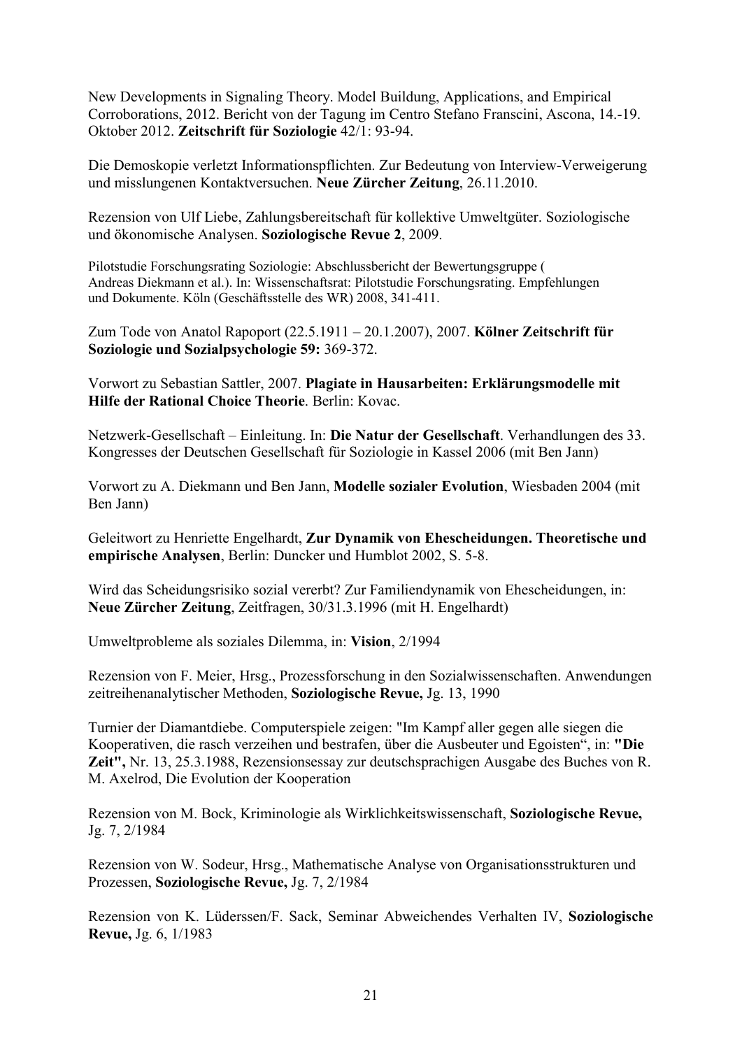New Developments in Signaling Theory. Model Buildung, Applications, and Empirical Corroborations, 2012. Bericht von der Tagung im Centro Stefano Franscini, Ascona, 14.-19. Oktober 2012. **Zeitschrift für Soziologie** 42/1: 93-94.

Die Demoskopie verletzt Informationspflichten. Zur Bedeutung von Interview-Verweigerung und misslungenen Kontaktversuchen. **Neue Zürcher Zeitung**, 26.11.2010.

Rezension von Ulf Liebe, Zahlungsbereitschaft für kollektive Umweltgüter. Soziologische und ökonomische Analysen. **Soziologische Revue 2**, 2009.

Pilotstudie Forschungsrating Soziologie: Abschlussbericht der Bewertungsgruppe ( Andreas Diekmann et al.). In: Wissenschaftsrat: Pilotstudie Forschungsrating. Empfehlungen und Dokumente. Köln (Geschäftsstelle des WR) 2008, 341-411.

Zum Tode von Anatol Rapoport (22.5.1911 – 20.1.2007), 2007. **Kölner Zeitschrift für Soziologie und Sozialpsychologie 59:** 369-372.

Vorwort zu Sebastian Sattler, 2007. **Plagiate in Hausarbeiten: Erklärungsmodelle mit Hilfe der Rational Choice Theorie**. Berlin: Kovac.

Netzwerk-Gesellschaft – Einleitung. In: **Die Natur der Gesellschaft**. Verhandlungen des 33. Kongresses der Deutschen Gesellschaft für Soziologie in Kassel 2006 (mit Ben Jann)

Vorwort zu A. Diekmann und Ben Jann, **Modelle sozialer Evolution**, Wiesbaden 2004 (mit Ben Jann)

Geleitwort zu Henriette Engelhardt, **Zur Dynamik von Ehescheidungen. Theoretische und empirische Analysen**, Berlin: Duncker und Humblot 2002, S. 5-8.

Wird das Scheidungsrisiko sozial vererbt? Zur Familiendynamik von Ehescheidungen, in: **Neue Zürcher Zeitung**, Zeitfragen, 30/31.3.1996 (mit H. Engelhardt)

Umweltprobleme als soziales Dilemma, in: **Vision**, 2/1994

Rezension von F. Meier, Hrsg., Prozessforschung in den Sozialwissenschaften. Anwendungen zeitreihenanalytischer Methoden, **Soziologische Revue,** Jg. 13, 1990

Turnier der Diamantdiebe. Computerspiele zeigen: "Im Kampf aller gegen alle siegen die Kooperativen, die rasch verzeihen und bestrafen, über die Ausbeuter und Egoisten“, in: **"Die Zeit",** Nr. 13, 25.3.1988, Rezensionsessay zur deutschsprachigen Ausgabe des Buches von R. M. Axelrod, Die Evolution der Kooperation

Rezension von M. Bock, Kriminologie als Wirklichkeitswissenschaft, **Soziologische Revue,** Jg. 7, 2/1984

Rezension von W. Sodeur, Hrsg., Mathematische Analyse von Organisationsstrukturen und Prozessen, **Soziologische Revue,** Jg. 7, 2/1984

Rezension von K. Lüderssen/F. Sack, Seminar Abweichendes Verhalten IV, **Soziologische Revue,** Jg. 6, 1/1983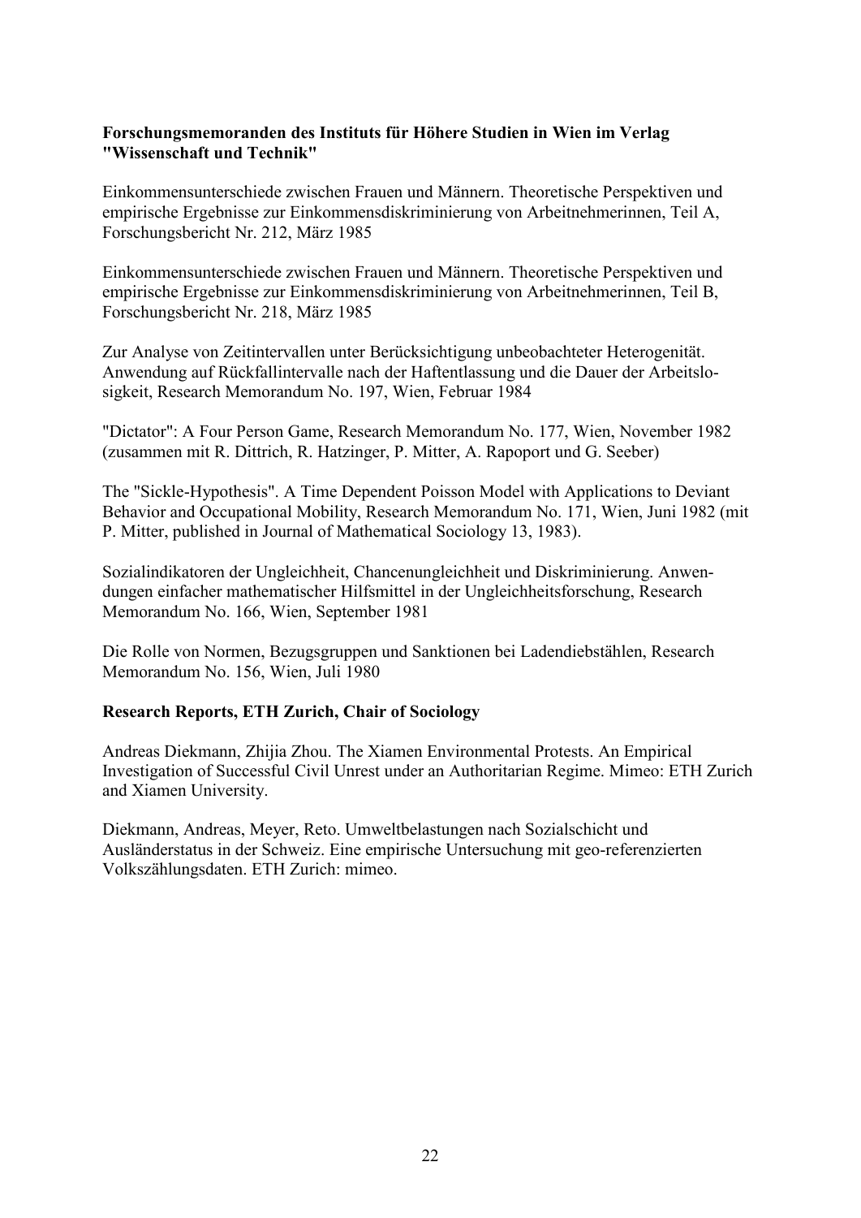**Forschungsmemoranden des Instituts für Höhere Studien in Wien im Verlag "Wissenschaft und Technik"**

Einkommensunterschiede zwischen Frauen und Männern. Theoretische Perspektiven und empirische Ergebnisse zur Einkommensdiskriminierung von Arbeitnehmerinnen, Teil A, Forschungsbericht Nr. 212, März 1985

Einkommensunterschiede zwischen Frauen und Männern. Theoretische Perspektiven und empirische Ergebnisse zur Einkommensdiskriminierung von Arbeitnehmerinnen, Teil B, Forschungsbericht Nr. 218, März 1985

Zur Analyse von Zeitintervallen unter Berücksichtigung unbeobachteter Heterogenität. Anwendung auf Rückfallintervalle nach der Haftentlassung und die Dauer der Arbeitslosigkeit, Research Memorandum No. 197, Wien, Februar 1984

"Dictator": A Four Person Game, Research Memorandum No. 177, Wien, November 1982 (zusammen mit R. Dittrich, R. Hatzinger, P. Mitter, A. Rapoport und G. Seeber)

The "Sickle-Hypothesis". A Time Dependent Poisson Model with Applications to Deviant Behavior and Occupational Mobility, Research Memorandum No. 171, Wien, Juni 1982 (mit P. Mitter, published in Journal of Mathematical Sociology 13, 1983).

Sozialindikatoren der Ungleichheit, Chancenungleichheit und Diskriminierung. Anwendungen einfacher mathematischer Hilfsmittel in der Ungleichheitsforschung, Research Memorandum No. 166, Wien, September 1981

Die Rolle von Normen, Bezugsgruppen und Sanktionen bei Ladendiebstählen, Research Memorandum No. 156, Wien, Juli 1980

**Research Reports, ETH Zurich, Chair of Sociology**

Andreas Diekmann, Zhijia Zhou. The Xiamen Environmental Protests. An Empirical Investigation of Successful Civil Unrest under an Authoritarian Regime. Mimeo: ETH Zurich and Xiamen University.

Diekmann, Andreas, Meyer, Reto. Umweltbelastungen nach Sozialschicht und Ausländerstatus in der Schweiz. Eine empirische Untersuchung mit geo-referenzierten Volkszählungsdaten. ETH Zurich: mimeo.